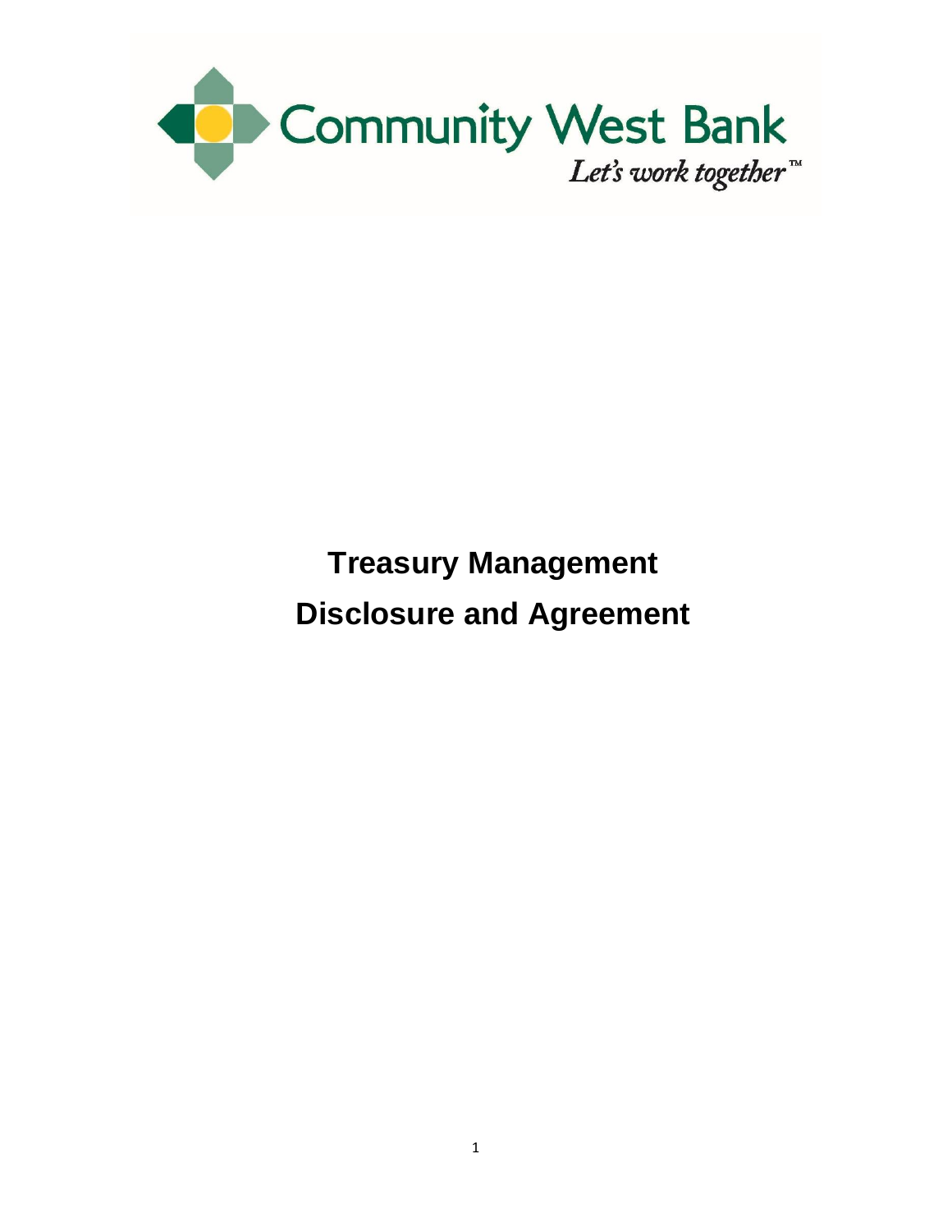Community West Bank

*Let's work together™*

# Treasury Management Disclosure and Agreement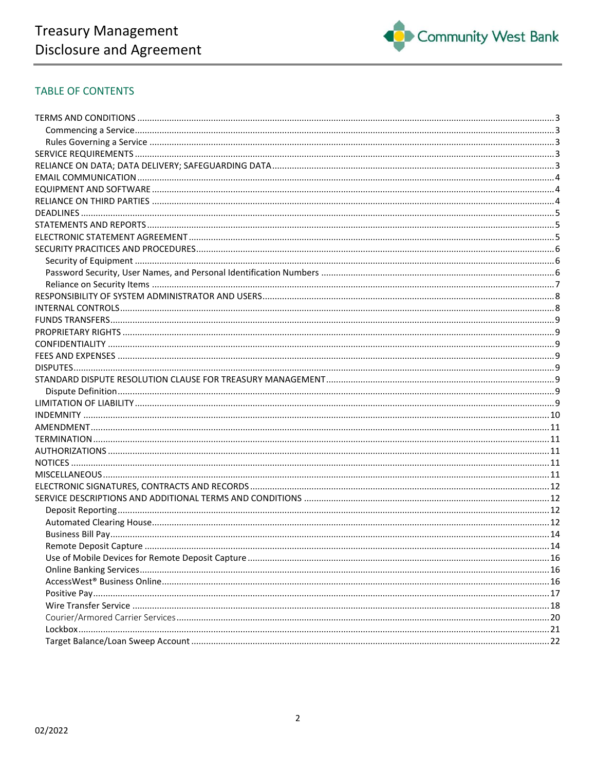## TABLE OF CONTENTS

- TERMS AND CONDITIONS ........ 3
  - Commencing a Service ........ 3
  - Rules Governing a Service ........ 3
- SERVICE REQUIREMENTS ........ 3
- RELIANCE ON DATA; DATA DELIVERY; SAFEGUARDING DATA ........ 3
- EMAIL COMMUNICATION ........ 4
- EQUIPMENT AND SOFTWARE ........ 4
- RELIANCE ON THIRD PARTIES ........ 4
- DEADLINES ........ 5
- STATEMENTS AND REPORTS ........ 5
- ELECTRONIC STATEMENT AGREEMENT ........ 5
- SECURITY PRACTICES AND PROCEDURES ........ 6
  - Security of Equipment ........ 6
  - Password Security, User Names, and Personal Identification Numbers ........ 6
  - Reliance on Security Items ........ 7
- RESPONSIBILITY OF SYSTEM ADMINISTRATOR AND USERS ........ 8
- INTERNAL CONTROLS ........ 8
- FUNDS TRANSFERS ........ 9
- PROPRIETARY RIGHTS ........ 9
- CONFIDENTIALITY ........ 9
- FEES AND EXPENSES ........ 9
- DISPUTES ........ 9
- STANDARD DISPUTE RESOLUTION CLAUSE FOR TREASURY MANAGEMENT ........ 9
  - Dispute Definition ........ 9
- LIMITATION OF LIABILITY ........ 9
- INDEMNITY ........ 10
- AMENDMENT ........ 11
- TERMINATION ........ 11
- AUTHORIZATIONS ........ 11
- NOTICES ........ 11
- MISCELLANEOUS ........ 11
- ELECTRONIC SIGNATURES, CONTRACTS AND RECORDS ........ 12
- SERVICE DESCRIPTIONS AND ADDITIONAL TERMS AND CONDITIONS ........ 12
  - Deposit Reporting ........ 12
  - Automated Clearing House ........ 12
  - Business Bill Pay ........ 14
  - Remote Deposit Capture ........ 14
  - Use of Mobile Devices for Remote Deposit Capture ........ 16
  - Online Banking Services ........ 16
  - AccessWest® Business Online ........ 16
  - Positive Pay ........ 17
  - Wire Transfer Service ........ 18
  - Courier/Armored Carrier Services ........ 20
  - Lockbox ........ 21
  - Target Balance/Loan Sweep Account ........ 22

02/2022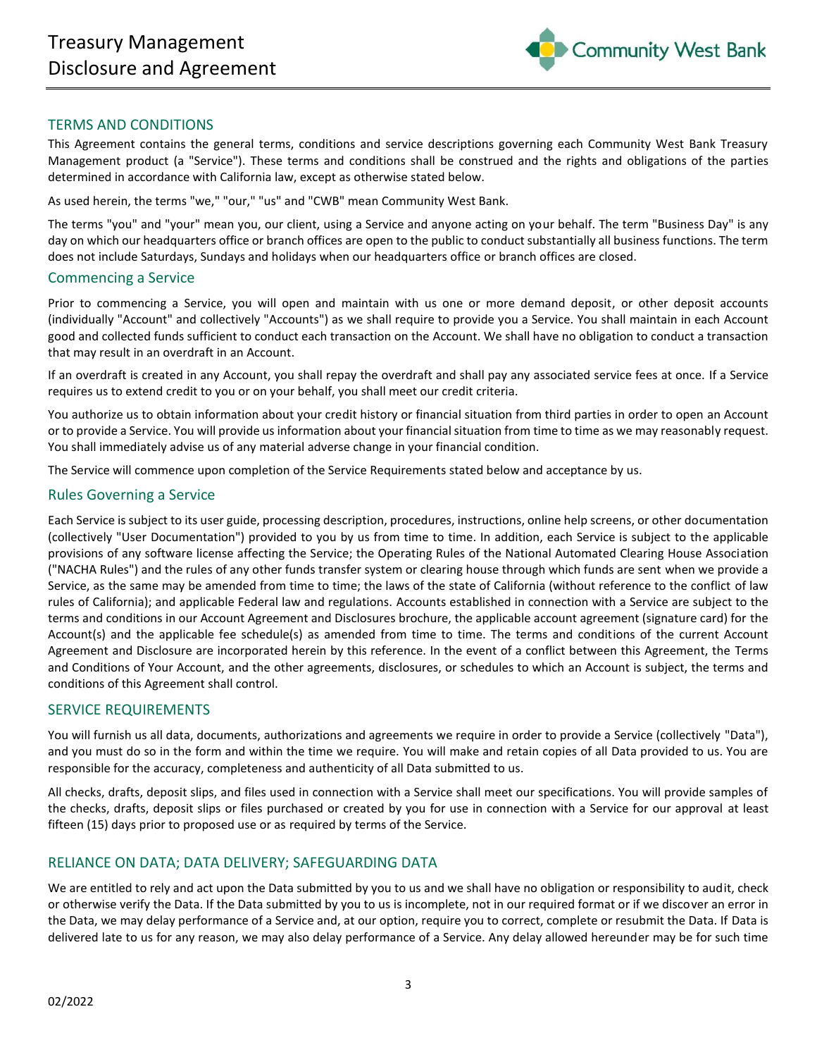## TERMS AND CONDITIONS

This Agreement contains the general terms, conditions and service descriptions governing each Community West Bank Treasury Management product (a "Service"). These terms and conditions shall be construed and the rights and obligations of the parties determined in accordance with California law, except as otherwise stated below.

As used herein, the terms "we," "our," "us" and "CWB" mean Community West Bank.

The terms "you" and "your" mean you, our client, using a Service and anyone acting on your behalf. The term "Business Day" is any day on which our headquarters office or branch offices are open to the public to conduct substantially all business functions. The term does not include Saturdays, Sundays and holidays when our headquarters office or branch offices are closed.

### Commencing a Service

Prior to commencing a Service, you will open and maintain with us one or more demand deposit, or other deposit accounts (individually "Account" and collectively "Accounts") as we shall require to provide you a Service. You shall maintain in each Account good and collected funds sufficient to conduct each transaction on the Account. We shall have no obligation to conduct a transaction that may result in an overdraft in an Account.

If an overdraft is created in any Account, you shall repay the overdraft and shall pay any associated service fees at once. If a Service requires us to extend credit to you or on your behalf, you shall meet our credit criteria.

You authorize us to obtain information about your credit history or financial situation from third parties in order to open an Account or to provide a Service. You will provide us information about your financial situation from time to time as we may reasonably request. You shall immediately advise us of any material adverse change in your financial condition.

The Service will commence upon completion of the Service Requirements stated below and acceptance by us.

### Rules Governing a Service

Each Service is subject to its user guide, processing description, procedures, instructions, online help screens, or other documentation (collectively "User Documentation") provided to you by us from time to time. In addition, each Service is subject to the applicable provisions of any software license affecting the Service; the Operating Rules of the National Automated Clearing House Association ("NACHA Rules") and the rules of any other funds transfer system or clearing house through which funds are sent when we provide a Service, as the same may be amended from time to time; the laws of the state of California (without reference to the conflict of law rules of California); and applicable Federal law and regulations. Accounts established in connection with a Service are subject to the terms and conditions in our Account Agreement and Disclosures brochure, the applicable account agreement (signature card) for the Account(s) and the applicable fee schedule(s) as amended from time to time. The terms and conditions of the current Account Agreement and Disclosure are incorporated herein by this reference. In the event of a conflict between this Agreement, the Terms and Conditions of Your Account, and the other agreements, disclosures, or schedules to which an Account is subject, the terms and conditions of this Agreement shall control.

## SERVICE REQUIREMENTS

You will furnish us all data, documents, authorizations and agreements we require in order to provide a Service (collectively "Data"), and you must do so in the form and within the time we require. You will make and retain copies of all Data provided to us. You are responsible for the accuracy, completeness and authenticity of all Data submitted to us.

All checks, drafts, deposit slips, and files used in connection with a Service shall meet our specifications. You will provide samples of the checks, drafts, deposit slips or files purchased or created by you for use in connection with a Service for our approval at least fifteen (15) days prior to proposed use or as required by terms of the Service.

## RELIANCE ON DATA; DATA DELIVERY; SAFEGUARDING DATA

We are entitled to rely and act upon the Data submitted by you to us and we shall have no obligation or responsibility to audit, check or otherwise verify the Data. If the Data submitted by you to us is incomplete, not in our required format or if we discover an error in the Data, we may delay performance of a Service and, at our option, require you to correct, complete or resubmit the Data. If Data is delivered late to us for any reason, we may also delay performance of a Service. Any delay allowed hereunder may be for such time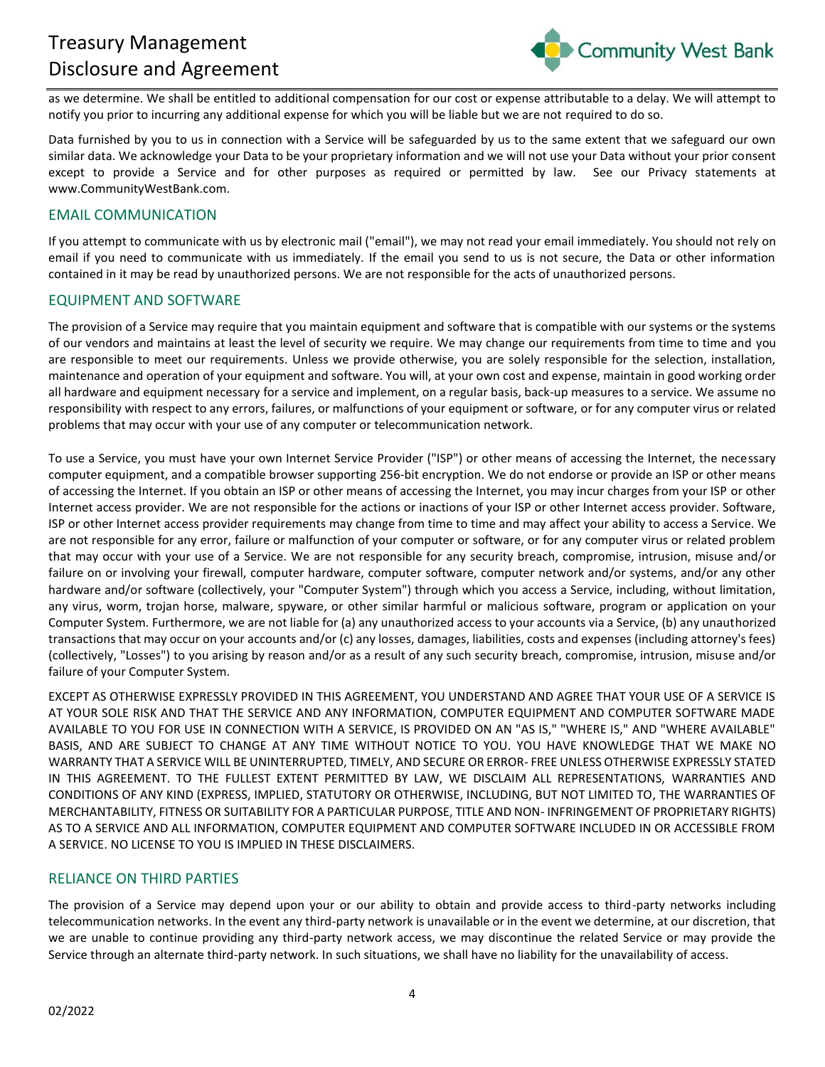as we determine. We shall be entitled to additional compensation for our cost or expense attributable to a delay. We will attempt to notify you prior to incurring any additional expense for which you will be liable but we are not required to do so.

Data furnished by you to us in connection with a Service will be safeguarded by us to the same extent that we safeguard our own similar data. We acknowledge your Data to be your proprietary information and we will not use your Data without your prior consent except to provide a Service and for other purposes as required or permitted by law. See our Privacy statements at www.CommunityWestBank.com.

## EMAIL COMMUNICATION

If you attempt to communicate with us by electronic mail ("email"), we may not read your email immediately. You should not rely on email if you need to communicate with us immediately. If the email you send to us is not secure, the Data or other information contained in it may be read by unauthorized persons. We are not responsible for the acts of unauthorized persons.

## EQUIPMENT AND SOFTWARE

The provision of a Service may require that you maintain equipment and software that is compatible with our systems or the systems of our vendors and maintains at least the level of security we require. We may change our requirements from time to time and you are responsible to meet our requirements. Unless we provide otherwise, you are solely responsible for the selection, installation, maintenance and operation of your equipment and software. You will, at your own cost and expense, maintain in good working order all hardware and equipment necessary for a service and implement, on a regular basis, back-up measures to a service. We assume no responsibility with respect to any errors, failures, or malfunctions of your equipment or software, or for any computer virus or related problems that may occur with your use of any computer or telecommunication network.

To use a Service, you must have your own Internet Service Provider ("ISP") or other means of accessing the Internet, the necessary computer equipment, and a compatible browser supporting 256-bit encryption. We do not endorse or provide an ISP or other means of accessing the Internet. If you obtain an ISP or other means of accessing the Internet, you may incur charges from your ISP or other Internet access provider. We are not responsible for the actions or inactions of your ISP or other Internet access provider. Software, ISP or other Internet access provider requirements may change from time to time and may affect your ability to access a Service. We are not responsible for any error, failure or malfunction of your computer or software, or for any computer virus or related problem that may occur with your use of a Service. We are not responsible for any security breach, compromise, intrusion, misuse and/or failure on or involving your firewall, computer hardware, computer software, computer network and/or systems, and/or any other hardware and/or software (collectively, your "Computer System") through which you access a Service, including, without limitation, any virus, worm, trojan horse, malware, spyware, or other similar harmful or malicious software, program or application on your Computer System. Furthermore, we are not liable for (a) any unauthorized access to your accounts via a Service, (b) any unauthorized transactions that may occur on your accounts and/or (c) any losses, damages, liabilities, costs and expenses (including attorney's fees) (collectively, "Losses") to you arising by reason and/or as a result of any such security breach, compromise, intrusion, misuse and/or failure of your Computer System.

EXCEPT AS OTHERWISE EXPRESSLY PROVIDED IN THIS AGREEMENT, YOU UNDERSTAND AND AGREE THAT YOUR USE OF A SERVICE IS AT YOUR SOLE RISK AND THAT THE SERVICE AND ANY INFORMATION, COMPUTER EQUIPMENT AND COMPUTER SOFTWARE MADE AVAILABLE TO YOU FOR USE IN CONNECTION WITH A SERVICE, IS PROVIDED ON AN "AS IS," "WHERE IS," AND "WHERE AVAILABLE" BASIS, AND ARE SUBJECT TO CHANGE AT ANY TIME WITHOUT NOTICE TO YOU. YOU HAVE KNOWLEDGE THAT WE MAKE NO WARRANTY THAT A SERVICE WILL BE UNINTERRUPTED, TIMELY, AND SECURE OR ERROR- FREE UNLESS OTHERWISE EXPRESSLY STATED IN THIS AGREEMENT. TO THE FULLEST EXTENT PERMITTED BY LAW, WE DISCLAIM ALL REPRESENTATIONS, WARRANTIES AND CONDITIONS OF ANY KIND (EXPRESS, IMPLIED, STATUTORY OR OTHERWISE, INCLUDING, BUT NOT LIMITED TO, THE WARRANTIES OF MERCHANTABILITY, FITNESS OR SUITABILITY FOR A PARTICULAR PURPOSE, TITLE AND NON- INFRINGEMENT OF PROPRIETARY RIGHTS) AS TO A SERVICE AND ALL INFORMATION, COMPUTER EQUIPMENT AND COMPUTER SOFTWARE INCLUDED IN OR ACCESSIBLE FROM A SERVICE. NO LICENSE TO YOU IS IMPLIED IN THESE DISCLAIMERS.

## RELIANCE ON THIRD PARTIES

The provision of a Service may depend upon your or our ability to obtain and provide access to third-party networks including telecommunication networks. In the event any third-party network is unavailable or in the event we determine, at our discretion, that we are unable to continue providing any third-party network access, we may discontinue the related Service or may provide the Service through an alternate third-party network. In such situations, we shall have no liability for the unavailability of access.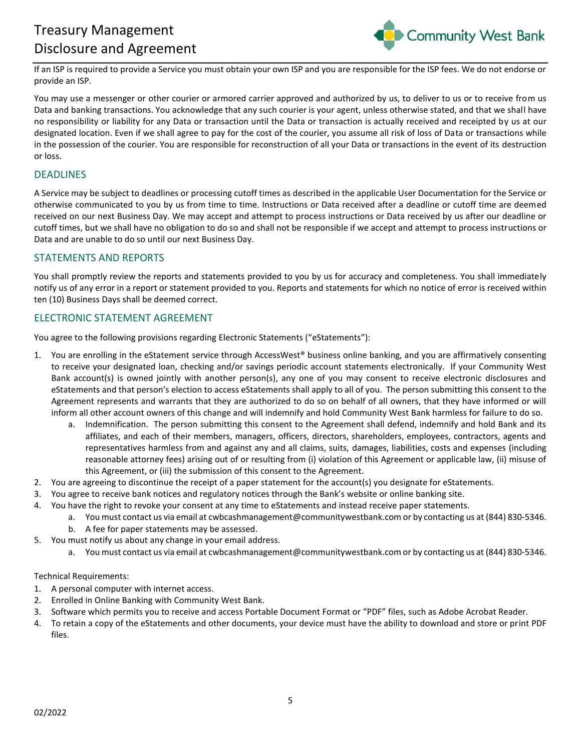If an ISP is required to provide a Service you must obtain your own ISP and you are responsible for the ISP fees. We do not endorse or provide an ISP.

You may use a messenger or other courier or armored carrier approved and authorized by us, to deliver to us or to receive from us Data and banking transactions. You acknowledge that any such courier is your agent, unless otherwise stated, and that we shall have no responsibility or liability for any Data or transaction until the Data or transaction is actually received and receipted by us at our designated location. Even if we shall agree to pay for the cost of the courier, you assume all risk of loss of Data or transactions while in the possession of the courier. You are responsible for reconstruction of all your Data or transactions in the event of its destruction or loss.

## DEADLINES

A Service may be subject to deadlines or processing cutoff times as described in the applicable User Documentation for the Service or otherwise communicated to you by us from time to time. Instructions or Data received after a deadline or cutoff time are deemed received on our next Business Day. We may accept and attempt to process instructions or Data received by us after our deadline or cutoff times, but we shall have no obligation to do so and shall not be responsible if we accept and attempt to process instructions or Data and are unable to do so until our next Business Day.

## STATEMENTS AND REPORTS

You shall promptly review the reports and statements provided to you by us for accuracy and completeness. You shall immediately notify us of any error in a report or statement provided to you. Reports and statements for which no notice of error is received within ten (10) Business Days shall be deemed correct.

## ELECTRONIC STATEMENT AGREEMENT

You agree to the following provisions regarding Electronic Statements ("eStatements"):

1. You are enrolling in the eStatement service through AccessWest® business online banking, and you are affirmatively consenting to receive your designated loan, checking and/or savings periodic account statements electronically. If your Community West Bank account(s) is owned jointly with another person(s), any one of you may consent to receive electronic disclosures and eStatements and that person's election to access eStatements shall apply to all of you. The person submitting this consent to the Agreement represents and warrants that they are authorized to do so on behalf of all owners, that they have informed or will inform all other account owners of this change and will indemnify and hold Community West Bank harmless for failure to do so.
   a. Indemnification. The person submitting this consent to the Agreement shall defend, indemnify and hold Bank and its affiliates, and each of their members, managers, officers, directors, shareholders, employees, contractors, agents and representatives harmless from and against any and all claims, suits, damages, liabilities, costs and expenses (including reasonable attorney fees) arising out of or resulting from (i) violation of this Agreement or applicable law, (ii) misuse of this Agreement, or (iii) the submission of this consent to the Agreement.
2. You are agreeing to discontinue the receipt of a paper statement for the account(s) you designate for eStatements.
3. You agree to receive bank notices and regulatory notices through the Bank's website or online banking site.
4. You have the right to revoke your consent at any time to eStatements and instead receive paper statements.
   a. You must contact us via email at cwbcashmanagement@communitywestbank.com or by contacting us at (844) 830-5346.
   b. A fee for paper statements may be assessed.
5. You must notify us about any change in your email address.
   a. You must contact us via email at cwbcashmanagement@communitywestbank.com or by contacting us at (844) 830-5346.

Technical Requirements:

1. A personal computer with internet access.
2. Enrolled in Online Banking with Community West Bank.
3. Software which permits you to receive and access Portable Document Format or "PDF" files, such as Adobe Acrobat Reader.
4. To retain a copy of the eStatements and other documents, your device must have the ability to download and store or print PDF files.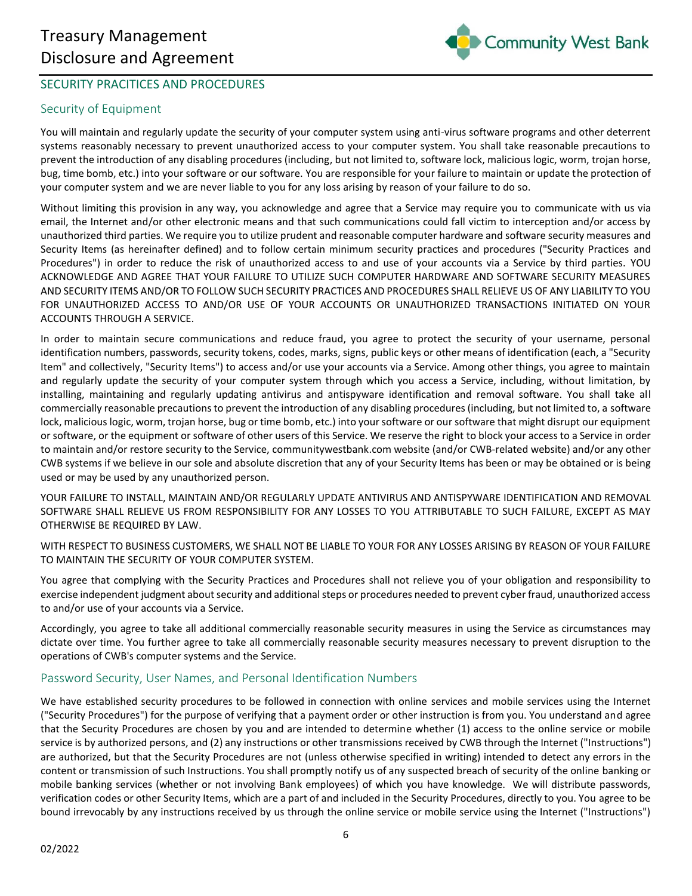## SECURITY PRACITICES AND PROCEDURES

### Security of Equipment

You will maintain and regularly update the security of your computer system using anti-virus software programs and other deterrent systems reasonably necessary to prevent unauthorized access to your computer system. You shall take reasonable precautions to prevent the introduction of any disabling procedures (including, but not limited to, software lock, malicious logic, worm, trojan horse, bug, time bomb, etc.) into your software or our software. You are responsible for your failure to maintain or update the protection of your computer system and we are never liable to you for any loss arising by reason of your failure to do so.

Without limiting this provision in any way, you acknowledge and agree that a Service may require you to communicate with us via email, the Internet and/or other electronic means and that such communications could fall victim to interception and/or access by unauthorized third parties. We require you to utilize prudent and reasonable computer hardware and software security measures and Security Items (as hereinafter defined) and to follow certain minimum security practices and procedures ("Security Practices and Procedures") in order to reduce the risk of unauthorized access to and use of your accounts via a Service by third parties. YOU ACKNOWLEDGE AND AGREE THAT YOUR FAILURE TO UTILIZE SUCH COMPUTER HARDWARE AND SOFTWARE SECURITY MEASURES AND SECURITY ITEMS AND/OR TO FOLLOW SUCH SECURITY PRACTICES AND PROCEDURES SHALL RELIEVE US OF ANY LIABILITY TO YOU FOR UNAUTHORIZED ACCESS TO AND/OR USE OF YOUR ACCOUNTS OR UNAUTHORIZED TRANSACTIONS INITIATED ON YOUR ACCOUNTS THROUGH A SERVICE.

In order to maintain secure communications and reduce fraud, you agree to protect the security of your username, personal identification numbers, passwords, security tokens, codes, marks, signs, public keys or other means of identification (each, a "Security Item" and collectively, "Security Items") to access and/or use your accounts via a Service. Among other things, you agree to maintain and regularly update the security of your computer system through which you access a Service, including, without limitation, by installing, maintaining and regularly updating antivirus and antispyware identification and removal software. You shall take all commercially reasonable precautions to prevent the introduction of any disabling procedures (including, but not limited to, a software lock, malicious logic, worm, trojan horse, bug or time bomb, etc.) into your software or our software that might disrupt our equipment or software, or the equipment or software of other users of this Service. We reserve the right to block your access to a Service in order to maintain and/or restore security to the Service, communitywestbank.com website (and/or CWB-related website) and/or any other CWB systems if we believe in our sole and absolute discretion that any of your Security Items has been or may be obtained or is being used or may be used by any unauthorized person.

YOUR FAILURE TO INSTALL, MAINTAIN AND/OR REGULARLY UPDATE ANTIVIRUS AND ANTISPYWARE IDENTIFICATION AND REMOVAL SOFTWARE SHALL RELIEVE US FROM RESPONSIBILITY FOR ANY LOSSES TO YOU ATTRIBUTABLE TO SUCH FAILURE, EXCEPT AS MAY OTHERWISE BE REQUIRED BY LAW.

WITH RESPECT TO BUSINESS CUSTOMERS, WE SHALL NOT BE LIABLE TO YOUR FOR ANY LOSSES ARISING BY REASON OF YOUR FAILURE TO MAINTAIN THE SECURITY OF YOUR COMPUTER SYSTEM.

You agree that complying with the Security Practices and Procedures shall not relieve you of your obligation and responsibility to exercise independent judgment about security and additional steps or procedures needed to prevent cyber fraud, unauthorized access to and/or use of your accounts via a Service.

Accordingly, you agree to take all additional commercially reasonable security measures in using the Service as circumstances may dictate over time. You further agree to take all commercially reasonable security measures necessary to prevent disruption to the operations of CWB's computer systems and the Service.

### Password Security, User Names, and Personal Identification Numbers

We have established security procedures to be followed in connection with online services and mobile services using the Internet ("Security Procedures") for the purpose of verifying that a payment order or other instruction is from you. You understand and agree that the Security Procedures are chosen by you and are intended to determine whether (1) access to the online service or mobile service is by authorized persons, and (2) any instructions or other transmissions received by CWB through the Internet ("Instructions") are authorized, but that the Security Procedures are not (unless otherwise specified in writing) intended to detect any errors in the content or transmission of such Instructions. You shall promptly notify us of any suspected breach of security of the online banking or mobile banking services (whether or not involving Bank employees) of which you have knowledge. We will distribute passwords, verification codes or other Security Items, which are a part of and included in the Security Procedures, directly to you. You agree to be bound irrevocably by any instructions received by us through the online service or mobile service using the Internet ("Instructions")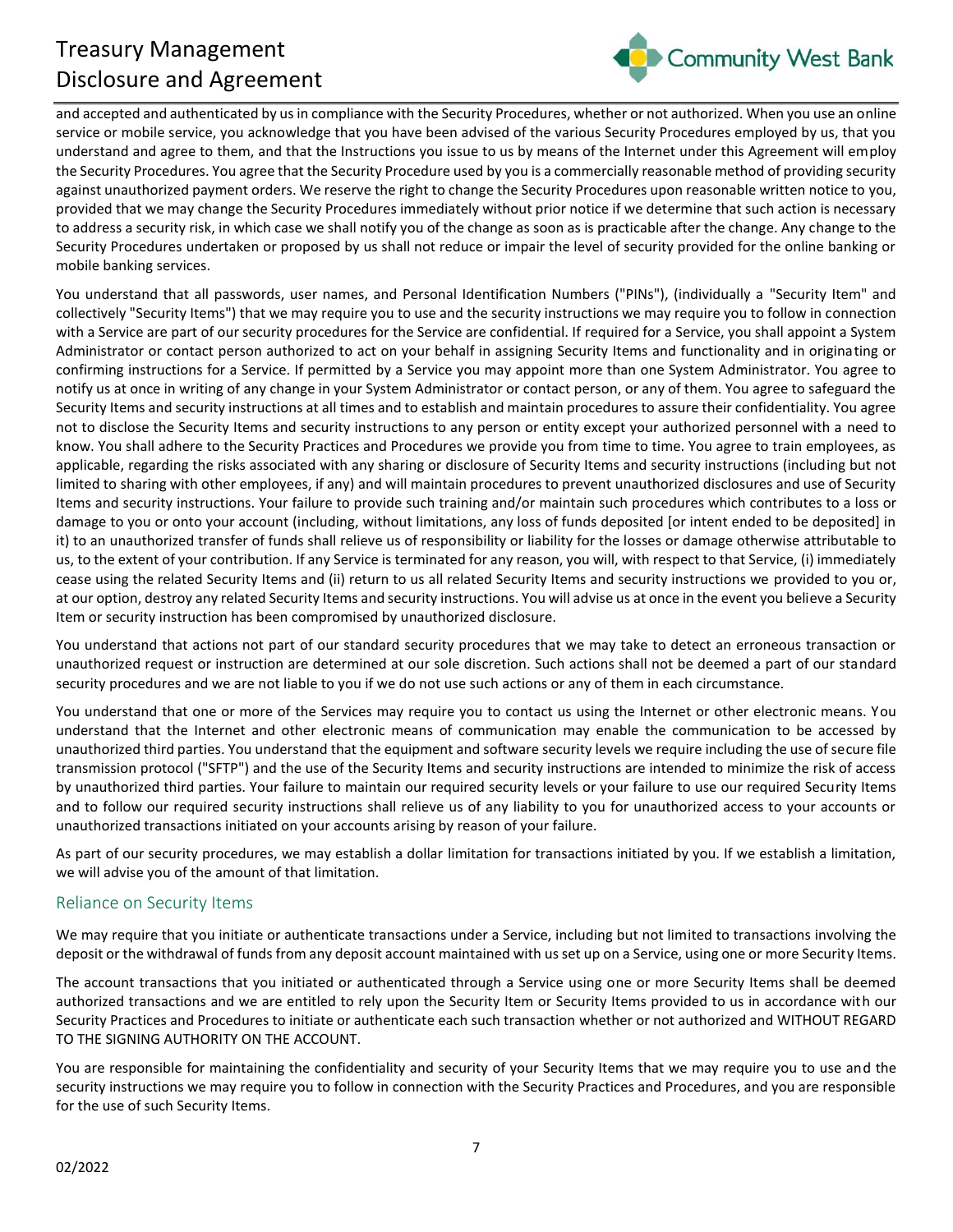and accepted and authenticated by us in compliance with the Security Procedures, whether or not authorized. When you use an online service or mobile service, you acknowledge that you have been advised of the various Security Procedures employed by us, that you understand and agree to them, and that the Instructions you issue to us by means of the Internet under this Agreement will employ the Security Procedures. You agree that the Security Procedure used by you is a commercially reasonable method of providing security against unauthorized payment orders. We reserve the right to change the Security Procedures upon reasonable written notice to you, provided that we may change the Security Procedures immediately without prior notice if we determine that such action is necessary to address a security risk, in which case we shall notify you of the change as soon as is practicable after the change. Any change to the Security Procedures undertaken or proposed by us shall not reduce or impair the level of security provided for the online banking or mobile banking services.

You understand that all passwords, user names, and Personal Identification Numbers ("PINs"), (individually a "Security Item" and collectively "Security Items") that we may require you to use and the security instructions we may require you to follow in connection with a Service are part of our security procedures for the Service are confidential. If required for a Service, you shall appoint a System Administrator or contact person authorized to act on your behalf in assigning Security Items and functionality and in originating or confirming instructions for a Service. If permitted by a Service you may appoint more than one System Administrator. You agree to notify us at once in writing of any change in your System Administrator or contact person, or any of them. You agree to safeguard the Security Items and security instructions at all times and to establish and maintain procedures to assure their confidentiality. You agree not to disclose the Security Items and security instructions to any person or entity except your authorized personnel with a need to know. You shall adhere to the Security Practices and Procedures we provide you from time to time. You agree to train employees, as applicable, regarding the risks associated with any sharing or disclosure of Security Items and security instructions (including but not limited to sharing with other employees, if any) and will maintain procedures to prevent unauthorized disclosures and use of Security Items and security instructions. Your failure to provide such training and/or maintain such procedures which contributes to a loss or damage to you or onto your account (including, without limitations, any loss of funds deposited [or intent ended to be deposited] in it) to an unauthorized transfer of funds shall relieve us of responsibility or liability for the losses or damage otherwise attributable to us, to the extent of your contribution. If any Service is terminated for any reason, you will, with respect to that Service, (i) immediately cease using the related Security Items and (ii) return to us all related Security Items and security instructions we provided to you or, at our option, destroy any related Security Items and security instructions. You will advise us at once in the event you believe a Security Item or security instruction has been compromised by unauthorized disclosure.

You understand that actions not part of our standard security procedures that we may take to detect an erroneous transaction or unauthorized request or instruction are determined at our sole discretion. Such actions shall not be deemed a part of our standard security procedures and we are not liable to you if we do not use such actions or any of them in each circumstance.

You understand that one or more of the Services may require you to contact us using the Internet or other electronic means. You understand that the Internet and other electronic means of communication may enable the communication to be accessed by unauthorized third parties. You understand that the equipment and software security levels we require including the use of secure file transmission protocol ("SFTP") and the use of the Security Items and security instructions are intended to minimize the risk of access by unauthorized third parties. Your failure to maintain our required security levels or your failure to use our required Security Items and to follow our required security instructions shall relieve us of any liability to you for unauthorized access to your accounts or unauthorized transactions initiated on your accounts arising by reason of your failure.

As part of our security procedures, we may establish a dollar limitation for transactions initiated by you. If we establish a limitation, we will advise you of the amount of that limitation.

## Reliance on Security Items

We may require that you initiate or authenticate transactions under a Service, including but not limited to transactions involving the deposit or the withdrawal of funds from any deposit account maintained with us set up on a Service, using one or more Security Items.

The account transactions that you initiated or authenticated through a Service using one or more Security Items shall be deemed authorized transactions and we are entitled to rely upon the Security Item or Security Items provided to us in accordance with our Security Practices and Procedures to initiate or authenticate each such transaction whether or not authorized and WITHOUT REGARD TO THE SIGNING AUTHORITY ON THE ACCOUNT.

You are responsible for maintaining the confidentiality and security of your Security Items that we may require you to use and the security instructions we may require you to follow in connection with the Security Practices and Procedures, and you are responsible for the use of such Security Items.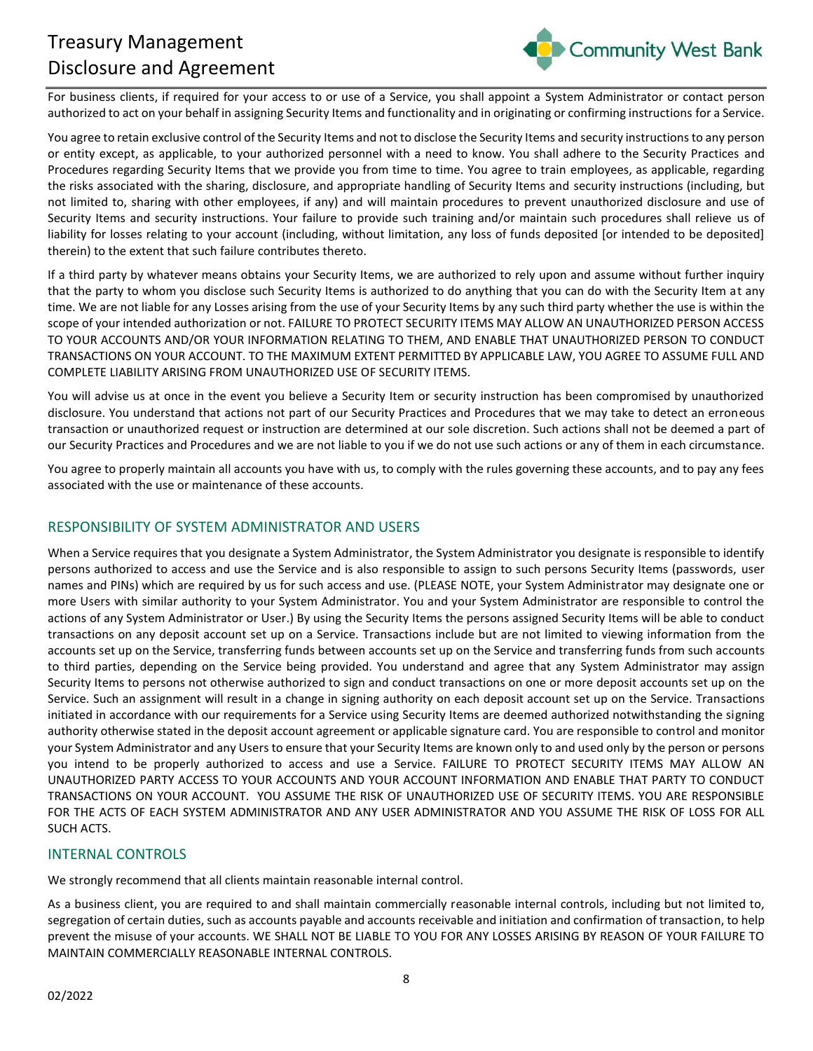For business clients, if required for your access to or use of a Service, you shall appoint a System Administrator or contact person authorized to act on your behalf in assigning Security Items and functionality and in originating or confirming instructions for a Service.

You agree to retain exclusive control of the Security Items and not to disclose the Security Items and security instructions to any person or entity except, as applicable, to your authorized personnel with a need to know. You shall adhere to the Security Practices and Procedures regarding Security Items that we provide you from time to time. You agree to train employees, as applicable, regarding the risks associated with the sharing, disclosure, and appropriate handling of Security Items and security instructions (including, but not limited to, sharing with other employees, if any) and will maintain procedures to prevent unauthorized disclosure and use of Security Items and security instructions. Your failure to provide such training and/or maintain such procedures shall relieve us of liability for losses relating to your account (including, without limitation, any loss of funds deposited [or intended to be deposited] therein) to the extent that such failure contributes thereto.

If a third party by whatever means obtains your Security Items, we are authorized to rely upon and assume without further inquiry that the party to whom you disclose such Security Items is authorized to do anything that you can do with the Security Item at any time. We are not liable for any Losses arising from the use of your Security Items by any such third party whether the use is within the scope of your intended authorization or not. FAILURE TO PROTECT SECURITY ITEMS MAY ALLOW AN UNAUTHORIZED PERSON ACCESS TO YOUR ACCOUNTS AND/OR YOUR INFORMATION RELATING TO THEM, AND ENABLE THAT UNAUTHORIZED PERSON TO CONDUCT TRANSACTIONS ON YOUR ACCOUNT. TO THE MAXIMUM EXTENT PERMITTED BY APPLICABLE LAW, YOU AGREE TO ASSUME FULL AND COMPLETE LIABILITY ARISING FROM UNAUTHORIZED USE OF SECURITY ITEMS.

You will advise us at once in the event you believe a Security Item or security instruction has been compromised by unauthorized disclosure. You understand that actions not part of our Security Practices and Procedures that we may take to detect an erroneous transaction or unauthorized request or instruction are determined at our sole discretion. Such actions shall not be deemed a part of our Security Practices and Procedures and we are not liable to you if we do not use such actions or any of them in each circumstance.

You agree to properly maintain all accounts you have with us, to comply with the rules governing these accounts, and to pay any fees associated with the use or maintenance of these accounts.

## RESPONSIBILITY OF SYSTEM ADMINISTRATOR AND USERS

When a Service requires that you designate a System Administrator, the System Administrator you designate is responsible to identify persons authorized to access and use the Service and is also responsible to assign to such persons Security Items (passwords, user names and PINs) which are required by us for such access and use. (PLEASE NOTE, your System Administrator may designate one or more Users with similar authority to your System Administrator. You and your System Administrator are responsible to control the actions of any System Administrator or User.) By using the Security Items the persons assigned Security Items will be able to conduct transactions on any deposit account set up on a Service. Transactions include but are not limited to viewing information from the accounts set up on the Service, transferring funds between accounts set up on the Service and transferring funds from such accounts to third parties, depending on the Service being provided. You understand and agree that any System Administrator may assign Security Items to persons not otherwise authorized to sign and conduct transactions on one or more deposit accounts set up on the Service. Such an assignment will result in a change in signing authority on each deposit account set up on the Service. Transactions initiated in accordance with our requirements for a Service using Security Items are deemed authorized notwithstanding the signing authority otherwise stated in the deposit account agreement or applicable signature card. You are responsible to control and monitor your System Administrator and any Users to ensure that your Security Items are known only to and used only by the person or persons you intend to be properly authorized to access and use a Service. FAILURE TO PROTECT SECURITY ITEMS MAY ALLOW AN UNAUTHORIZED PARTY ACCESS TO YOUR ACCOUNTS AND YOUR ACCOUNT INFORMATION AND ENABLE THAT PARTY TO CONDUCT TRANSACTIONS ON YOUR ACCOUNT. YOU ASSUME THE RISK OF UNAUTHORIZED USE OF SECURITY ITEMS. YOU ARE RESPONSIBLE FOR THE ACTS OF EACH SYSTEM ADMINISTRATOR AND ANY USER ADMINISTRATOR AND YOU ASSUME THE RISK OF LOSS FOR ALL SUCH ACTS.

## INTERNAL CONTROLS

We strongly recommend that all clients maintain reasonable internal control.

As a business client, you are required to and shall maintain commercially reasonable internal controls, including but not limited to, segregation of certain duties, such as accounts payable and accounts receivable and initiation and confirmation of transaction, to help prevent the misuse of your accounts. WE SHALL NOT BE LIABLE TO YOU FOR ANY LOSSES ARISING BY REASON OF YOUR FAILURE TO MAINTAIN COMMERCIALLY REASONABLE INTERNAL CONTROLS.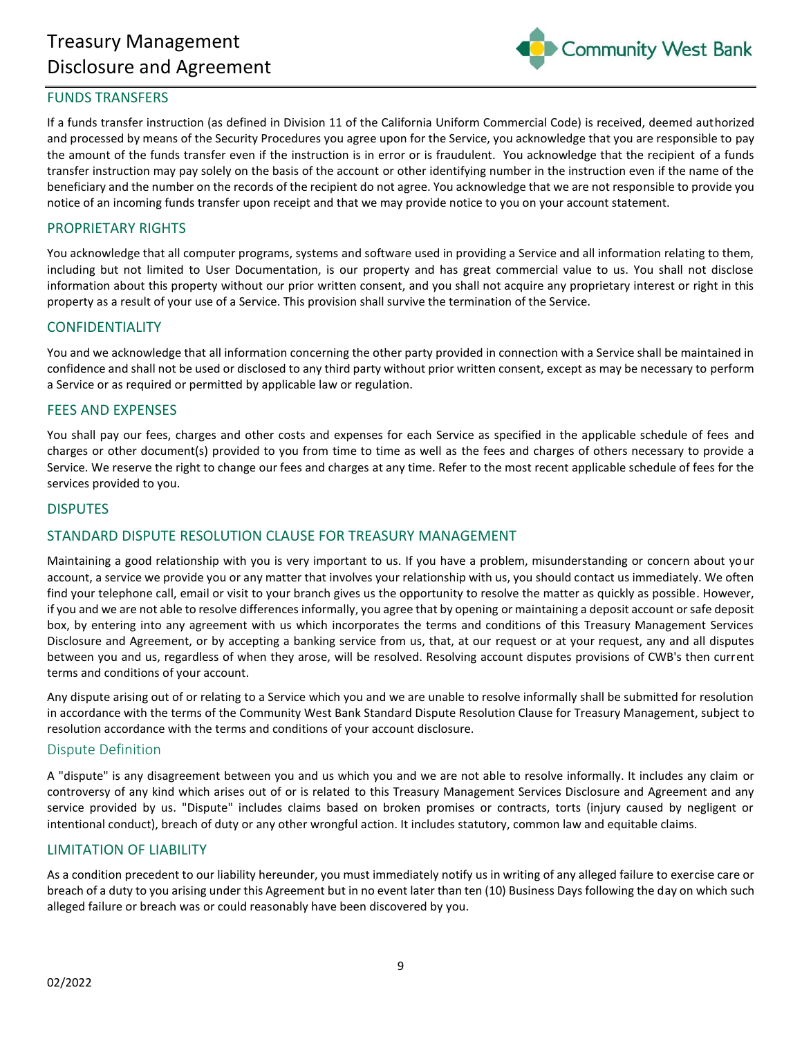## FUNDS TRANSFERS

If a funds transfer instruction (as defined in Division 11 of the California Uniform Commercial Code) is received, deemed authorized and processed by means of the Security Procedures you agree upon for the Service, you acknowledge that you are responsible to pay the amount of the funds transfer even if the instruction is in error or is fraudulent. You acknowledge that the recipient of a funds transfer instruction may pay solely on the basis of the account or other identifying number in the instruction even if the name of the beneficiary and the number on the records of the recipient do not agree. You acknowledge that we are not responsible to provide you notice of an incoming funds transfer upon receipt and that we may provide notice to you on your account statement.

## PROPRIETARY RIGHTS

You acknowledge that all computer programs, systems and software used in providing a Service and all information relating to them, including but not limited to User Documentation, is our property and has great commercial value to us. You shall not disclose information about this property without our prior written consent, and you shall not acquire any proprietary interest or right in this property as a result of your use of a Service. This provision shall survive the termination of the Service.

## CONFIDENTIALITY

You and we acknowledge that all information concerning the other party provided in connection with a Service shall be maintained in confidence and shall not be used or disclosed to any third party without prior written consent, except as may be necessary to perform a Service or as required or permitted by applicable law or regulation.

## FEES AND EXPENSES

You shall pay our fees, charges and other costs and expenses for each Service as specified in the applicable schedule of fees and charges or other document(s) provided to you from time to time as well as the fees and charges of others necessary to provide a Service. We reserve the right to change our fees and charges at any time. Refer to the most recent applicable schedule of fees for the services provided to you.

## DISPUTES

## STANDARD DISPUTE RESOLUTION CLAUSE FOR TREASURY MANAGEMENT

Maintaining a good relationship with you is very important to us. If you have a problem, misunderstanding or concern about your account, a service we provide you or any matter that involves your relationship with us, you should contact us immediately. We often find your telephone call, email or visit to your branch gives us the opportunity to resolve the matter as quickly as possible. However, if you and we are not able to resolve differences informally, you agree that by opening or maintaining a deposit account or safe deposit box, by entering into any agreement with us which incorporates the terms and conditions of this Treasury Management Services Disclosure and Agreement, or by accepting a banking service from us, that, at our request or at your request, any and all disputes between you and us, regardless of when they arose, will be resolved. Resolving account disputes provisions of CWB's then current terms and conditions of your account.

Any dispute arising out of or relating to a Service which you and we are unable to resolve informally shall be submitted for resolution in accordance with the terms of the Community West Bank Standard Dispute Resolution Clause for Treasury Management, subject to resolution accordance with the terms and conditions of your account disclosure.

### Dispute Definition

A "dispute" is any disagreement between you and us which you and we are not able to resolve informally. It includes any claim or controversy of any kind which arises out of or is related to this Treasury Management Services Disclosure and Agreement and any service provided by us. "Dispute" includes claims based on broken promises or contracts, torts (injury caused by negligent or intentional conduct), breach of duty or any other wrongful action. It includes statutory, common law and equitable claims.

## LIMITATION OF LIABILITY

As a condition precedent to our liability hereunder, you must immediately notify us in writing of any alleged failure to exercise care or breach of a duty to you arising under this Agreement but in no event later than ten (10) Business Days following the day on which such alleged failure or breach was or could reasonably have been discovered by you.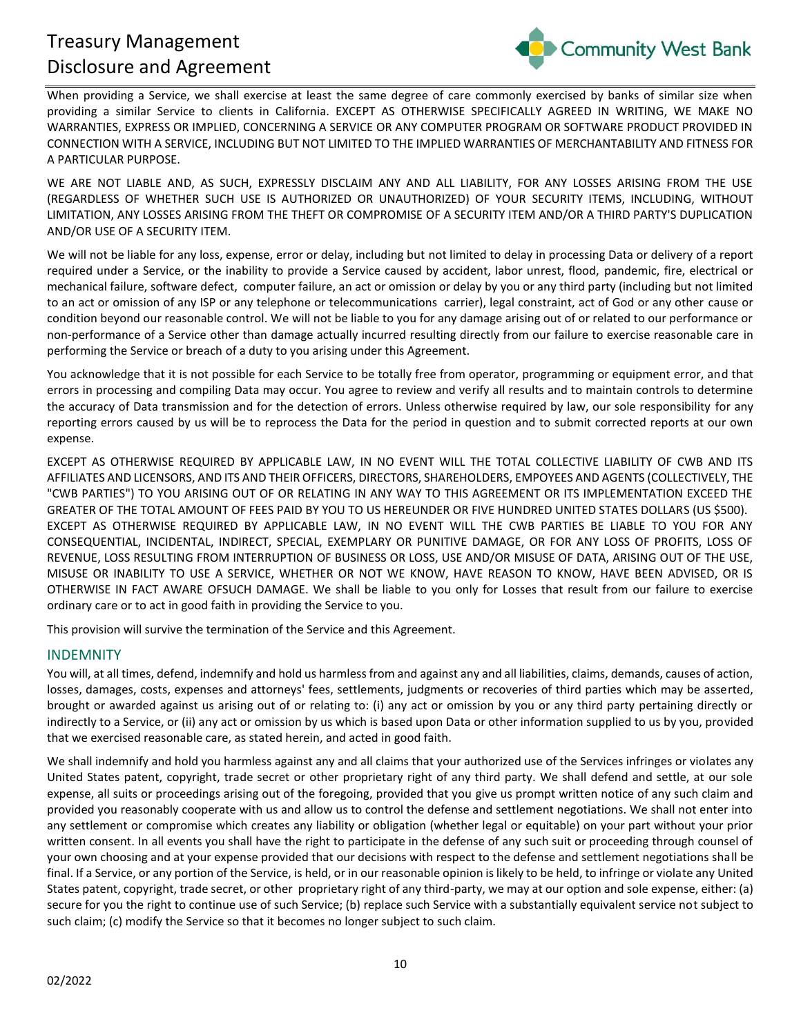When providing a Service, we shall exercise at least the same degree of care commonly exercised by banks of similar size when providing a similar Service to clients in California. EXCEPT AS OTHERWISE SPECIFICALLY AGREED IN WRITING, WE MAKE NO WARRANTIES, EXPRESS OR IMPLIED, CONCERNING A SERVICE OR ANY COMPUTER PROGRAM OR SOFTWARE PRODUCT PROVIDED IN CONNECTION WITH A SERVICE, INCLUDING BUT NOT LIMITED TO THE IMPLIED WARRANTIES OF MERCHANTABILITY AND FITNESS FOR A PARTICULAR PURPOSE.

WE ARE NOT LIABLE AND, AS SUCH, EXPRESSLY DISCLAIM ANY AND ALL LIABILITY, FOR ANY LOSSES ARISING FROM THE USE (REGARDLESS OF WHETHER SUCH USE IS AUTHORIZED OR UNAUTHORIZED) OF YOUR SECURITY ITEMS, INCLUDING, WITHOUT LIMITATION, ANY LOSSES ARISING FROM THE THEFT OR COMPROMISE OF A SECURITY ITEM AND/OR A THIRD PARTY'S DUPLICATION AND/OR USE OF A SECURITY ITEM.

We will not be liable for any loss, expense, error or delay, including but not limited to delay in processing Data or delivery of a report required under a Service, or the inability to provide a Service caused by accident, labor unrest, flood, pandemic, fire, electrical or mechanical failure, software defect, computer failure, an act or omission or delay by you or any third party (including but not limited to an act or omission of any ISP or any telephone or telecommunications carrier), legal constraint, act of God or any other cause or condition beyond our reasonable control. We will not be liable to you for any damage arising out of or related to our performance or non-performance of a Service other than damage actually incurred resulting directly from our failure to exercise reasonable care in performing the Service or breach of a duty to you arising under this Agreement.

You acknowledge that it is not possible for each Service to be totally free from operator, programming or equipment error, and that errors in processing and compiling Data may occur. You agree to review and verify all results and to maintain controls to determine the accuracy of Data transmission and for the detection of errors. Unless otherwise required by law, our sole responsibility for any reporting errors caused by us will be to reprocess the Data for the period in question and to submit corrected reports at our own expense.

EXCEPT AS OTHERWISE REQUIRED BY APPLICABLE LAW, IN NO EVENT WILL THE TOTAL COLLECTIVE LIABILITY OF CWB AND ITS AFFILIATES AND LICENSORS, AND ITS AND THEIR OFFICERS, DIRECTORS, SHAREHOLDERS, EMPOYEES AND AGENTS (COLLECTIVELY, THE "CWB PARTIES") TO YOU ARISING OUT OF OR RELATING IN ANY WAY TO THIS AGREEMENT OR ITS IMPLEMENTATION EXCEED THE GREATER OF THE TOTAL AMOUNT OF FEES PAID BY YOU TO US HEREUNDER OR FIVE HUNDRED UNITED STATES DOLLARS (US $500). EXCEPT AS OTHERWISE REQUIRED BY APPLICABLE LAW, IN NO EVENT WILL THE CWB PARTIES BE LIABLE TO YOU FOR ANY CONSEQUENTIAL, INCIDENTAL, INDIRECT, SPECIAL, EXEMPLARY OR PUNITIVE DAMAGE, OR FOR ANY LOSS OF PROFITS, LOSS OF REVENUE, LOSS RESULTING FROM INTERRUPTION OF BUSINESS OR LOSS, USE AND/OR MISUSE OF DATA, ARISING OUT OF THE USE, MISUSE OR INABILITY TO USE A SERVICE, WHETHER OR NOT WE KNOW, HAVE REASON TO KNOW, HAVE BEEN ADVISED, OR IS OTHERWISE IN FACT AWARE OFSUCH DAMAGE. We shall be liable to you only for Losses that result from our failure to exercise ordinary care or to act in good faith in providing the Service to you.

This provision will survive the termination of the Service and this Agreement.

## INDEMNITY

You will, at all times, defend, indemnify and hold us harmless from and against any and all liabilities, claims, demands, causes of action, losses, damages, costs, expenses and attorneys' fees, settlements, judgments or recoveries of third parties which may be asserted, brought or awarded against us arising out of or relating to: (i) any act or omission by you or any third party pertaining directly or indirectly to a Service, or (ii) any act or omission by us which is based upon Data or other information supplied to us by you, provided that we exercised reasonable care, as stated herein, and acted in good faith.

We shall indemnify and hold you harmless against any and all claims that your authorized use of the Services infringes or violates any United States patent, copyright, trade secret or other proprietary right of any third party. We shall defend and settle, at our sole expense, all suits or proceedings arising out of the foregoing, provided that you give us prompt written notice of any such claim and provided you reasonably cooperate with us and allow us to control the defense and settlement negotiations. We shall not enter into any settlement or compromise which creates any liability or obligation (whether legal or equitable) on your part without your prior written consent. In all events you shall have the right to participate in the defense of any such suit or proceeding through counsel of your own choosing and at your expense provided that our decisions with respect to the defense and settlement negotiations shall be final. If a Service, or any portion of the Service, is held, or in our reasonable opinion is likely to be held, to infringe or violate any United States patent, copyright, trade secret, or other proprietary right of any third-party, we may at our option and sole expense, either: (a) secure for you the right to continue use of such Service; (b) replace such Service with a substantially equivalent service not subject to such claim; (c) modify the Service so that it becomes no longer subject to such claim.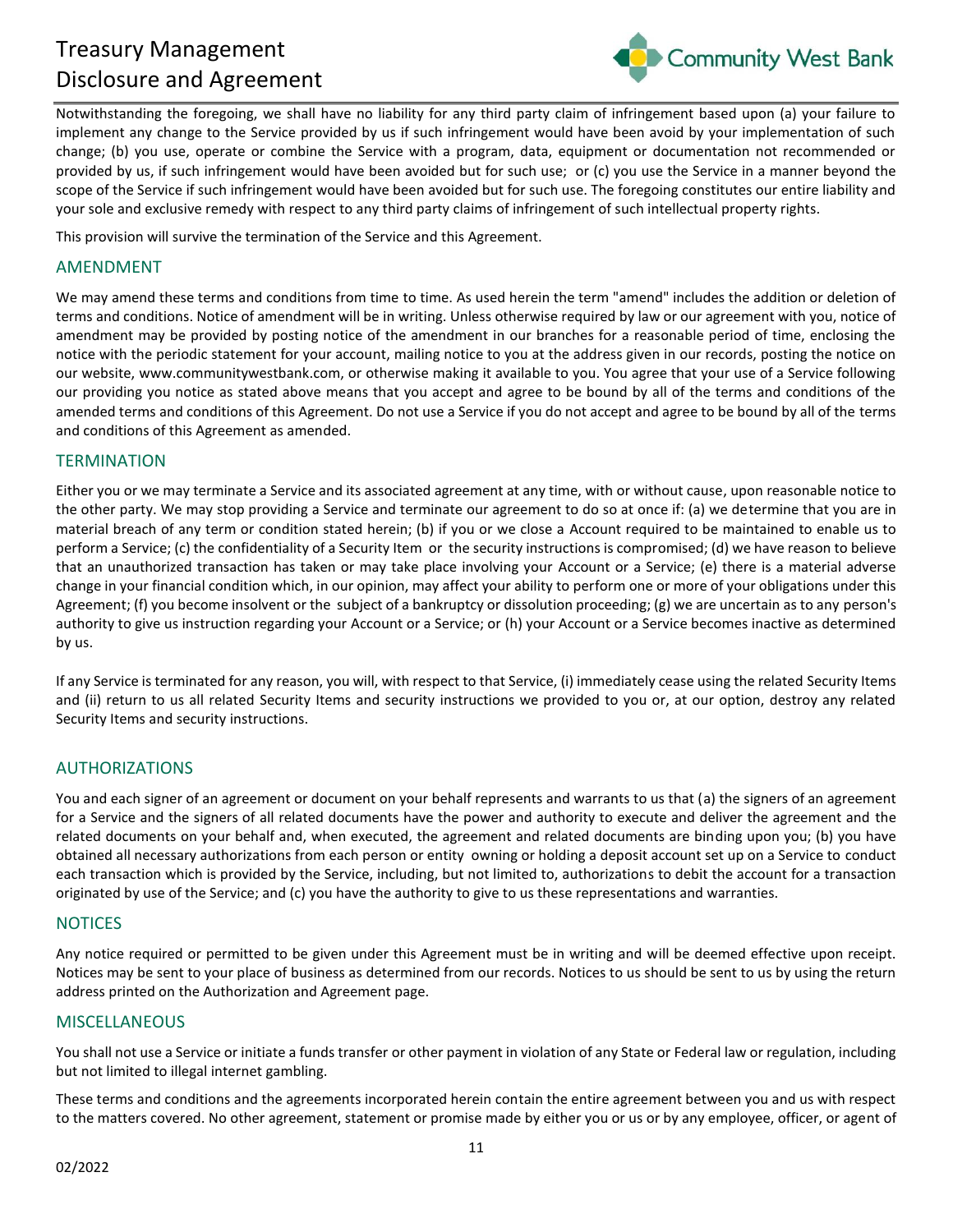Notwithstanding the foregoing, we shall have no liability for any third party claim of infringement based upon (a) your failure to implement any change to the Service provided by us if such infringement would have been avoid by your implementation of such change; (b) you use, operate or combine the Service with a program, data, equipment or documentation not recommended or provided by us, if such infringement would have been avoided but for such use; or (c) you use the Service in a manner beyond the scope of the Service if such infringement would have been avoided but for such use. The foregoing constitutes our entire liability and your sole and exclusive remedy with respect to any third party claims of infringement of such intellectual property rights.

This provision will survive the termination of the Service and this Agreement.

## AMENDMENT

We may amend these terms and conditions from time to time. As used herein the term "amend" includes the addition or deletion of terms and conditions. Notice of amendment will be in writing. Unless otherwise required by law or our agreement with you, notice of amendment may be provided by posting notice of the amendment in our branches for a reasonable period of time, enclosing the notice with the periodic statement for your account, mailing notice to you at the address given in our records, posting the notice on our website, www.communitywestbank.com, or otherwise making it available to you. You agree that your use of a Service following our providing you notice as stated above means that you accept and agree to be bound by all of the terms and conditions of the amended terms and conditions of this Agreement. Do not use a Service if you do not accept and agree to be bound by all of the terms and conditions of this Agreement as amended.

## TERMINATION

Either you or we may terminate a Service and its associated agreement at any time, with or without cause, upon reasonable notice to the other party. We may stop providing a Service and terminate our agreement to do so at once if: (a) we determine that you are in material breach of any term or condition stated herein; (b) if you or we close a Account required to be maintained to enable us to perform a Service; (c) the confidentiality of a Security Item or the security instructions is compromised; (d) we have reason to believe that an unauthorized transaction has taken or may take place involving your Account or a Service; (e) there is a material adverse change in your financial condition which, in our opinion, may affect your ability to perform one or more of your obligations under this Agreement; (f) you become insolvent or the subject of a bankruptcy or dissolution proceeding; (g) we are uncertain as to any person's authority to give us instruction regarding your Account or a Service; or (h) your Account or a Service becomes inactive as determined by us.

If any Service is terminated for any reason, you will, with respect to that Service, (i) immediately cease using the related Security Items and (ii) return to us all related Security Items and security instructions we provided to you or, at our option, destroy any related Security Items and security instructions.

## AUTHORIZATIONS

You and each signer of an agreement or document on your behalf represents and warrants to us that (a) the signers of an agreement for a Service and the signers of all related documents have the power and authority to execute and deliver the agreement and the related documents on your behalf and, when executed, the agreement and related documents are binding upon you; (b) you have obtained all necessary authorizations from each person or entity owning or holding a deposit account set up on a Service to conduct each transaction which is provided by the Service, including, but not limited to, authorizations to debit the account for a transaction originated by use of the Service; and (c) you have the authority to give to us these representations and warranties.

## NOTICES

Any notice required or permitted to be given under this Agreement must be in writing and will be deemed effective upon receipt. Notices may be sent to your place of business as determined from our records. Notices to us should be sent to us by using the return address printed on the Authorization and Agreement page.

## MISCELLANEOUS

You shall not use a Service or initiate a funds transfer or other payment in violation of any State or Federal law or regulation, including but not limited to illegal internet gambling.

These terms and conditions and the agreements incorporated herein contain the entire agreement between you and us with respect to the matters covered. No other agreement, statement or promise made by either you or us or by any employee, officer, or agent of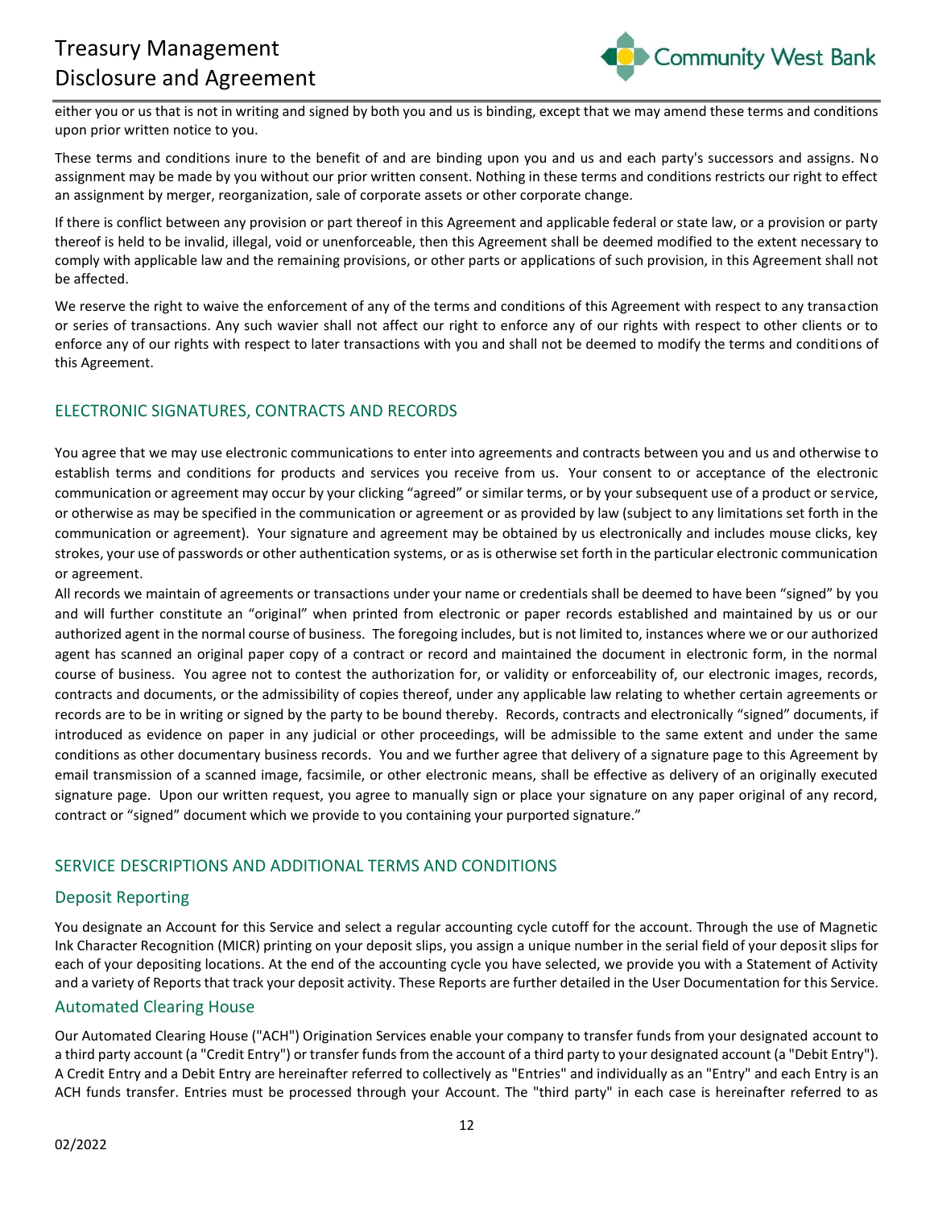either you or us that is not in writing and signed by both you and us is binding, except that we may amend these terms and conditions upon prior written notice to you.

These terms and conditions inure to the benefit of and are binding upon you and us and each party's successors and assigns. No assignment may be made by you without our prior written consent. Nothing in these terms and conditions restricts our right to effect an assignment by merger, reorganization, sale of corporate assets or other corporate change.

If there is conflict between any provision or part thereof in this Agreement and applicable federal or state law, or a provision or party thereof is held to be invalid, illegal, void or unenforceable, then this Agreement shall be deemed modified to the extent necessary to comply with applicable law and the remaining provisions, or other parts or applications of such provision, in this Agreement shall not be affected.

We reserve the right to waive the enforcement of any of the terms and conditions of this Agreement with respect to any transaction or series of transactions. Any such wavier shall not affect our right to enforce any of our rights with respect to other clients or to enforce any of our rights with respect to later transactions with you and shall not be deemed to modify the terms and conditions of this Agreement.

## ELECTRONIC SIGNATURES, CONTRACTS AND RECORDS

You agree that we may use electronic communications to enter into agreements and contracts between you and us and otherwise to establish terms and conditions for products and services you receive from us. Your consent to or acceptance of the electronic communication or agreement may occur by your clicking "agreed" or similar terms, or by your subsequent use of a product or service, or otherwise as may be specified in the communication or agreement or as provided by law (subject to any limitations set forth in the communication or agreement). Your signature and agreement may be obtained by us electronically and includes mouse clicks, key strokes, your use of passwords or other authentication systems, or as is otherwise set forth in the particular electronic communication or agreement.

All records we maintain of agreements or transactions under your name or credentials shall be deemed to have been "signed" by you and will further constitute an "original" when printed from electronic or paper records established and maintained by us or our authorized agent in the normal course of business. The foregoing includes, but is not limited to, instances where we or our authorized agent has scanned an original paper copy of a contract or record and maintained the document in electronic form, in the normal course of business. You agree not to contest the authorization for, or validity or enforceability of, our electronic images, records, contracts and documents, or the admissibility of copies thereof, under any applicable law relating to whether certain agreements or records are to be in writing or signed by the party to be bound thereby. Records, contracts and electronically "signed" documents, if introduced as evidence on paper in any judicial or other proceedings, will be admissible to the same extent and under the same conditions as other documentary business records. You and we further agree that delivery of a signature page to this Agreement by email transmission of a scanned image, facsimile, or other electronic means, shall be effective as delivery of an originally executed signature page. Upon our written request, you agree to manually sign or place your signature on any paper original of any record, contract or "signed" document which we provide to you containing your purported signature."

## SERVICE DESCRIPTIONS AND ADDITIONAL TERMS AND CONDITIONS

### Deposit Reporting

You designate an Account for this Service and select a regular accounting cycle cutoff for the account. Through the use of Magnetic Ink Character Recognition (MICR) printing on your deposit slips, you assign a unique number in the serial field of your deposit slips for each of your depositing locations. At the end of the accounting cycle you have selected, we provide you with a Statement of Activity and a variety of Reports that track your deposit activity. These Reports are further detailed in the User Documentation for this Service.

### Automated Clearing House

Our Automated Clearing House ("ACH") Origination Services enable your company to transfer funds from your designated account to a third party account (a "Credit Entry") or transfer funds from the account of a third party to your designated account (a "Debit Entry"). A Credit Entry and a Debit Entry are hereinafter referred to collectively as "Entries" and individually as an "Entry" and each Entry is an ACH funds transfer. Entries must be processed through your Account. The "third party" in each case is hereinafter referred to as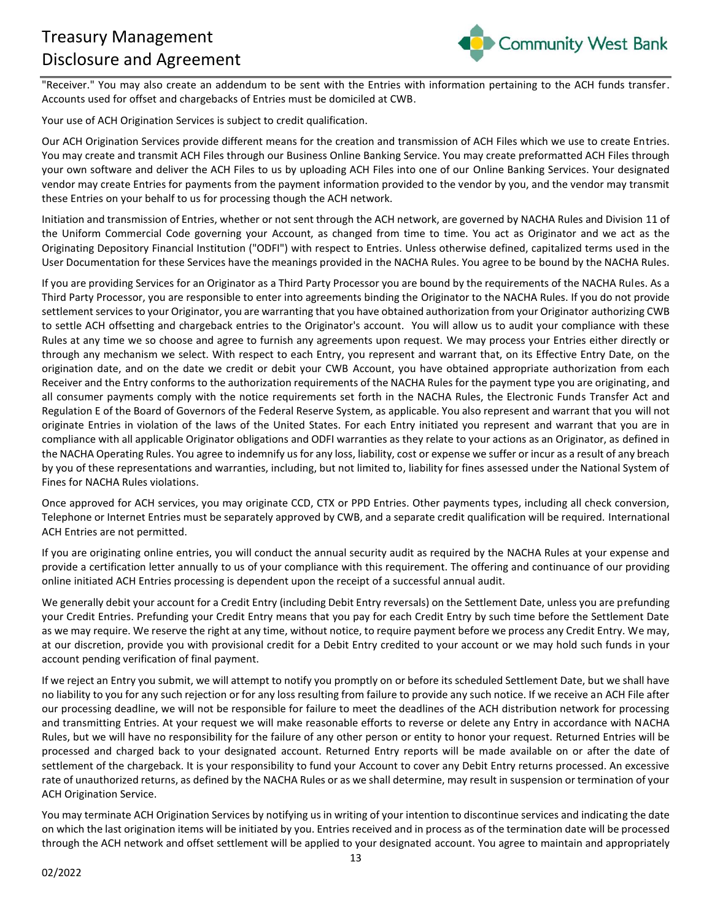"Receiver." You may also create an addendum to be sent with the Entries with information pertaining to the ACH funds transfer. Accounts used for offset and chargebacks of Entries must be domiciled at CWB.

Your use of ACH Origination Services is subject to credit qualification.

Our ACH Origination Services provide different means for the creation and transmission of ACH Files which we use to create Entries. You may create and transmit ACH Files through our Business Online Banking Service. You may create preformatted ACH Files through your own software and deliver the ACH Files to us by uploading ACH Files into one of our Online Banking Services. Your designated vendor may create Entries for payments from the payment information provided to the vendor by you, and the vendor may transmit these Entries on your behalf to us for processing though the ACH network.

Initiation and transmission of Entries, whether or not sent through the ACH network, are governed by NACHA Rules and Division 11 of the Uniform Commercial Code governing your Account, as changed from time to time. You act as Originator and we act as the Originating Depository Financial Institution ("ODFI") with respect to Entries. Unless otherwise defined, capitalized terms used in the User Documentation for these Services have the meanings provided in the NACHA Rules. You agree to be bound by the NACHA Rules.

If you are providing Services for an Originator as a Third Party Processor you are bound by the requirements of the NACHA Rules. As a Third Party Processor, you are responsible to enter into agreements binding the Originator to the NACHA Rules. If you do not provide settlement services to your Originator, you are warranting that you have obtained authorization from your Originator authorizing CWB to settle ACH offsetting and chargeback entries to the Originator's account. You will allow us to audit your compliance with these Rules at any time we so choose and agree to furnish any agreements upon request. We may process your Entries either directly or through any mechanism we select. With respect to each Entry, you represent and warrant that, on its Effective Entry Date, on the origination date, and on the date we credit or debit your CWB Account, you have obtained appropriate authorization from each Receiver and the Entry conforms to the authorization requirements of the NACHA Rules for the payment type you are originating, and all consumer payments comply with the notice requirements set forth in the NACHA Rules, the Electronic Funds Transfer Act and Regulation E of the Board of Governors of the Federal Reserve System, as applicable. You also represent and warrant that you will not originate Entries in violation of the laws of the United States. For each Entry initiated you represent and warrant that you are in compliance with all applicable Originator obligations and ODFI warranties as they relate to your actions as an Originator, as defined in the NACHA Operating Rules. You agree to indemnify us for any loss, liability, cost or expense we suffer or incur as a result of any breach by you of these representations and warranties, including, but not limited to, liability for fines assessed under the National System of Fines for NACHA Rules violations.

Once approved for ACH services, you may originate CCD, CTX or PPD Entries. Other payments types, including all check conversion, Telephone or Internet Entries must be separately approved by CWB, and a separate credit qualification will be required. International ACH Entries are not permitted.

If you are originating online entries, you will conduct the annual security audit as required by the NACHA Rules at your expense and provide a certification letter annually to us of your compliance with this requirement. The offering and continuance of our providing online initiated ACH Entries processing is dependent upon the receipt of a successful annual audit.

We generally debit your account for a Credit Entry (including Debit Entry reversals) on the Settlement Date, unless you are prefunding your Credit Entries. Prefunding your Credit Entry means that you pay for each Credit Entry by such time before the Settlement Date as we may require. We reserve the right at any time, without notice, to require payment before we process any Credit Entry. We may, at our discretion, provide you with provisional credit for a Debit Entry credited to your account or we may hold such funds in your account pending verification of final payment.

If we reject an Entry you submit, we will attempt to notify you promptly on or before its scheduled Settlement Date, but we shall have no liability to you for any such rejection or for any loss resulting from failure to provide any such notice. If we receive an ACH File after our processing deadline, we will not be responsible for failure to meet the deadlines of the ACH distribution network for processing and transmitting Entries. At your request we will make reasonable efforts to reverse or delete any Entry in accordance with NACHA Rules, but we will have no responsibility for the failure of any other person or entity to honor your request. Returned Entries will be processed and charged back to your designated account. Returned Entry reports will be made available on or after the date of settlement of the chargeback. It is your responsibility to fund your Account to cover any Debit Entry returns processed. An excessive rate of unauthorized returns, as defined by the NACHA Rules or as we shall determine, may result in suspension or termination of your ACH Origination Service.

You may terminate ACH Origination Services by notifying us in writing of your intention to discontinue services and indicating the date on which the last origination items will be initiated by you. Entries received and in process as of the termination date will be processed through the ACH network and offset settlement will be applied to your designated account. You agree to maintain and appropriately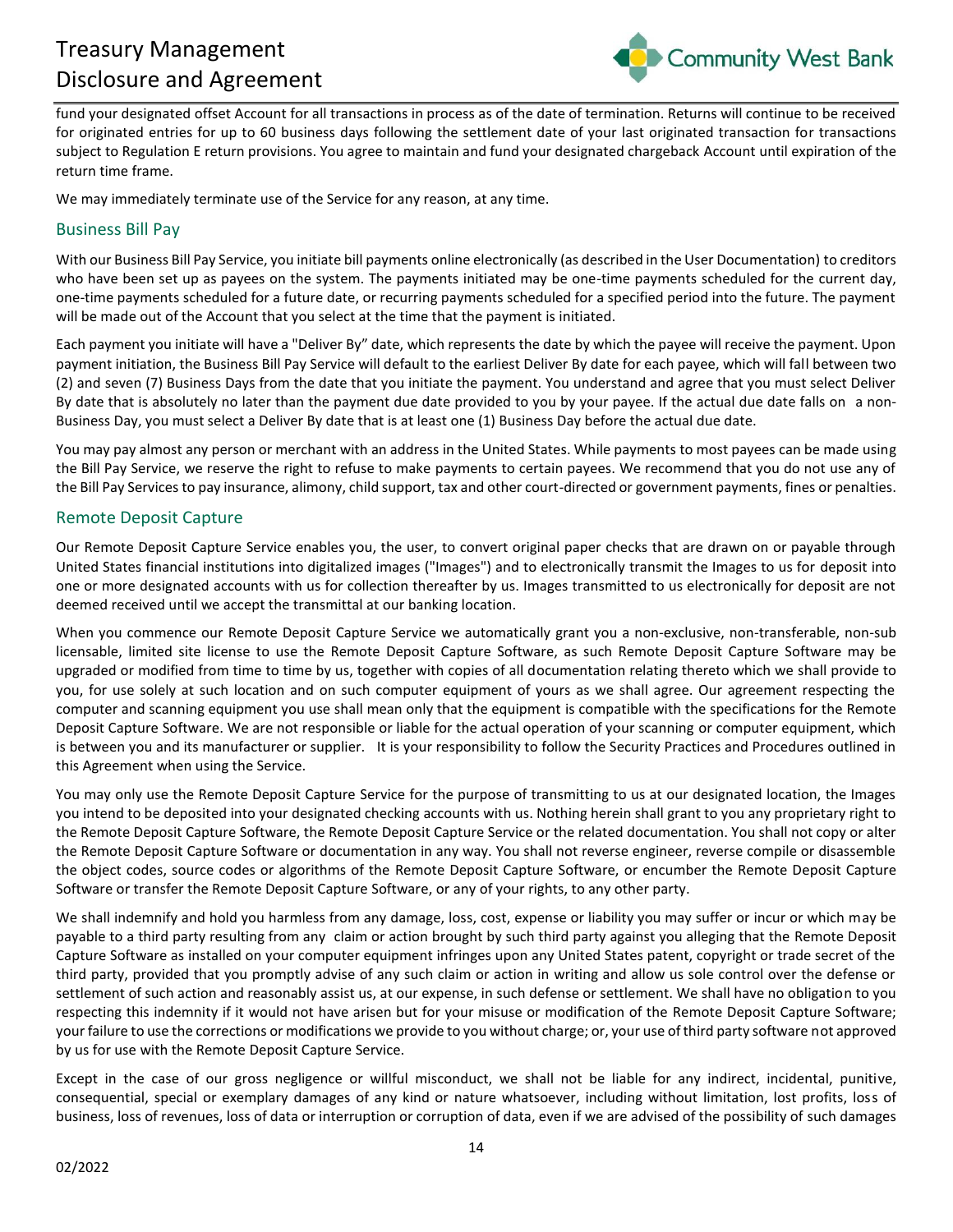fund your designated offset Account for all transactions in process as of the date of termination. Returns will continue to be received for originated entries for up to 60 business days following the settlement date of your last originated transaction for transactions subject to Regulation E return provisions. You agree to maintain and fund your designated chargeback Account until expiration of the return time frame.

We may immediately terminate use of the Service for any reason, at any time.

## Business Bill Pay

With our Business Bill Pay Service, you initiate bill payments online electronically (as described in the User Documentation) to creditors who have been set up as payees on the system. The payments initiated may be one-time payments scheduled for the current day, one-time payments scheduled for a future date, or recurring payments scheduled for a specified period into the future. The payment will be made out of the Account that you select at the time that the payment is initiated.

Each payment you initiate will have a "Deliver By" date, which represents the date by which the payee will receive the payment. Upon payment initiation, the Business Bill Pay Service will default to the earliest Deliver By date for each payee, which will fall between two (2) and seven (7) Business Days from the date that you initiate the payment. You understand and agree that you must select Deliver By date that is absolutely no later than the payment due date provided to you by your payee. If the actual due date falls on a non-Business Day, you must select a Deliver By date that is at least one (1) Business Day before the actual due date.

You may pay almost any person or merchant with an address in the United States. While payments to most payees can be made using the Bill Pay Service, we reserve the right to refuse to make payments to certain payees. We recommend that you do not use any of the Bill Pay Services to pay insurance, alimony, child support, tax and other court-directed or government payments, fines or penalties.

## Remote Deposit Capture

Our Remote Deposit Capture Service enables you, the user, to convert original paper checks that are drawn on or payable through United States financial institutions into digitalized images ("Images") and to electronically transmit the Images to us for deposit into one or more designated accounts with us for collection thereafter by us. Images transmitted to us electronically for deposit are not deemed received until we accept the transmittal at our banking location.

When you commence our Remote Deposit Capture Service we automatically grant you a non-exclusive, non-transferable, non-sub licensable, limited site license to use the Remote Deposit Capture Software, as such Remote Deposit Capture Software may be upgraded or modified from time to time by us, together with copies of all documentation relating thereto which we shall provide to you, for use solely at such location and on such computer equipment of yours as we shall agree. Our agreement respecting the computer and scanning equipment you use shall mean only that the equipment is compatible with the specifications for the Remote Deposit Capture Software. We are not responsible or liable for the actual operation of your scanning or computer equipment, which is between you and its manufacturer or supplier. It is your responsibility to follow the Security Practices and Procedures outlined in this Agreement when using the Service.

You may only use the Remote Deposit Capture Service for the purpose of transmitting to us at our designated location, the Images you intend to be deposited into your designated checking accounts with us. Nothing herein shall grant to you any proprietary right to the Remote Deposit Capture Software, the Remote Deposit Capture Service or the related documentation. You shall not copy or alter the Remote Deposit Capture Software or documentation in any way. You shall not reverse engineer, reverse compile or disassemble the object codes, source codes or algorithms of the Remote Deposit Capture Software, or encumber the Remote Deposit Capture Software or transfer the Remote Deposit Capture Software, or any of your rights, to any other party.

We shall indemnify and hold you harmless from any damage, loss, cost, expense or liability you may suffer or incur or which may be payable to a third party resulting from any claim or action brought by such third party against you alleging that the Remote Deposit Capture Software as installed on your computer equipment infringes upon any United States patent, copyright or trade secret of the third party, provided that you promptly advise of any such claim or action in writing and allow us sole control over the defense or settlement of such action and reasonably assist us, at our expense, in such defense or settlement. We shall have no obligation to you respecting this indemnity if it would not have arisen but for your misuse or modification of the Remote Deposit Capture Software; your failure to use the corrections or modifications we provide to you without charge; or, your use of third party software not approved by us for use with the Remote Deposit Capture Service.

Except in the case of our gross negligence or willful misconduct, we shall not be liable for any indirect, incidental, punitive, consequential, special or exemplary damages of any kind or nature whatsoever, including without limitation, lost profits, loss of business, loss of revenues, loss of data or interruption or corruption of data, even if we are advised of the possibility of such damages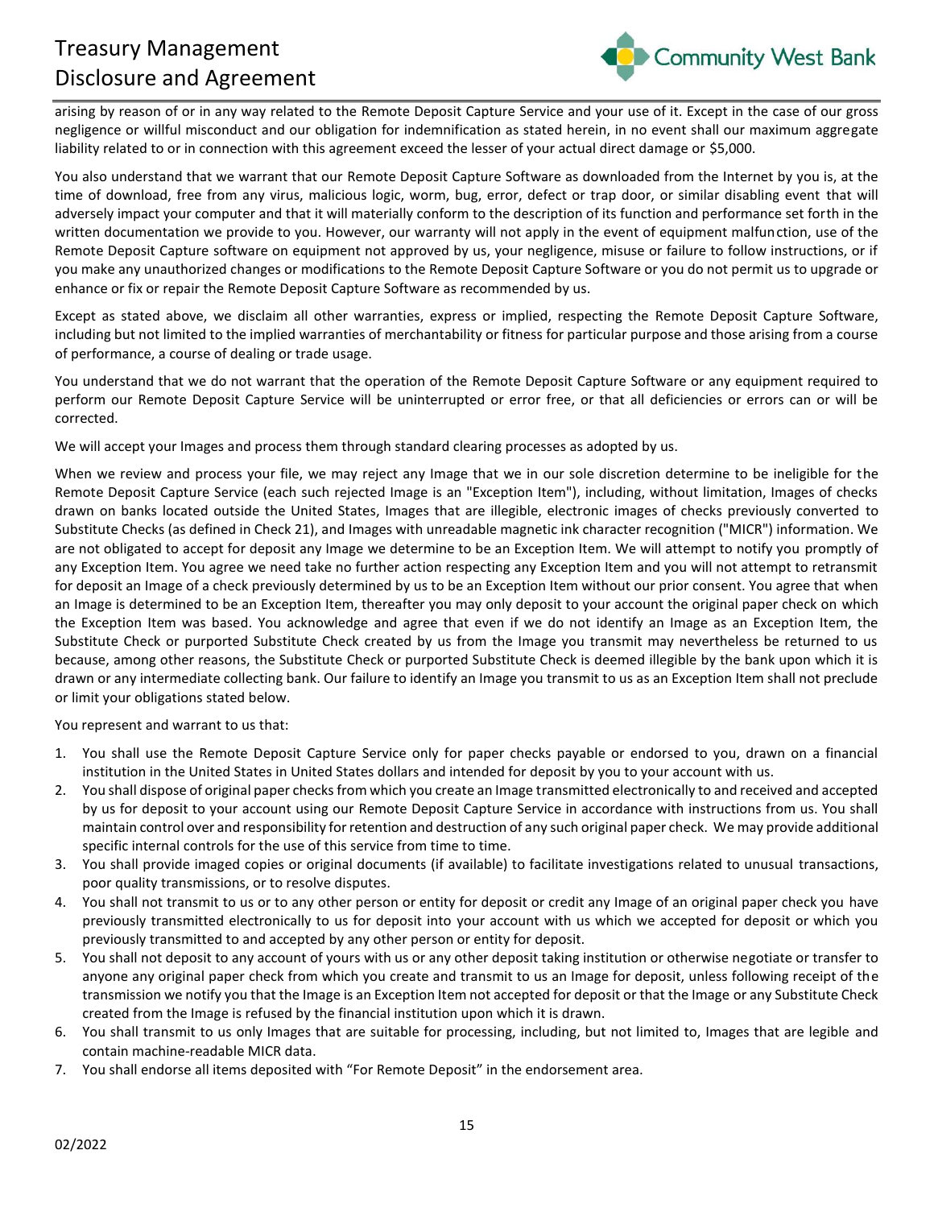arising by reason of or in any way related to the Remote Deposit Capture Service and your use of it. Except in the case of our gross negligence or willful misconduct and our obligation for indemnification as stated herein, in no event shall our maximum aggregate liability related to or in connection with this agreement exceed the lesser of your actual direct damage or $5,000.

You also understand that we warrant that our Remote Deposit Capture Software as downloaded from the Internet by you is, at the time of download, free from any virus, malicious logic, worm, bug, error, defect or trap door, or similar disabling event that will adversely impact your computer and that it will materially conform to the description of its function and performance set forth in the written documentation we provide to you. However, our warranty will not apply in the event of equipment malfunction, use of the Remote Deposit Capture software on equipment not approved by us, your negligence, misuse or failure to follow instructions, or if you make any unauthorized changes or modifications to the Remote Deposit Capture Software or you do not permit us to upgrade or enhance or fix or repair the Remote Deposit Capture Software as recommended by us.

Except as stated above, we disclaim all other warranties, express or implied, respecting the Remote Deposit Capture Software, including but not limited to the implied warranties of merchantability or fitness for particular purpose and those arising from a course of performance, a course of dealing or trade usage.

You understand that we do not warrant that the operation of the Remote Deposit Capture Software or any equipment required to perform our Remote Deposit Capture Service will be uninterrupted or error free, or that all deficiencies or errors can or will be corrected.

We will accept your Images and process them through standard clearing processes as adopted by us.

When we review and process your file, we may reject any Image that we in our sole discretion determine to be ineligible for the Remote Deposit Capture Service (each such rejected Image is an "Exception Item"), including, without limitation, Images of checks drawn on banks located outside the United States, Images that are illegible, electronic images of checks previously converted to Substitute Checks (as defined in Check 21), and Images with unreadable magnetic ink character recognition ("MICR") information. We are not obligated to accept for deposit any Image we determine to be an Exception Item. We will attempt to notify you promptly of any Exception Item. You agree we need take no further action respecting any Exception Item and you will not attempt to retransmit for deposit an Image of a check previously determined by us to be an Exception Item without our prior consent. You agree that when an Image is determined to be an Exception Item, thereafter you may only deposit to your account the original paper check on which the Exception Item was based. You acknowledge and agree that even if we do not identify an Image as an Exception Item, the Substitute Check or purported Substitute Check created by us from the Image you transmit may nevertheless be returned to us because, among other reasons, the Substitute Check or purported Substitute Check is deemed illegible by the bank upon which it is drawn or any intermediate collecting bank. Our failure to identify an Image you transmit to us as an Exception Item shall not preclude or limit your obligations stated below.

You represent and warrant to us that:

1. You shall use the Remote Deposit Capture Service only for paper checks payable or endorsed to you, drawn on a financial institution in the United States in United States dollars and intended for deposit by you to your account with us.
2. You shall dispose of original paper checks from which you create an Image transmitted electronically to and received and accepted by us for deposit to your account using our Remote Deposit Capture Service in accordance with instructions from us. You shall maintain control over and responsibility for retention and destruction of any such original paper check. We may provide additional specific internal controls for the use of this service from time to time.
3. You shall provide imaged copies or original documents (if available) to facilitate investigations related to unusual transactions, poor quality transmissions, or to resolve disputes.
4. You shall not transmit to us or to any other person or entity for deposit or credit any Image of an original paper check you have previously transmitted electronically to us for deposit into your account with us which we accepted for deposit or which you previously transmitted to and accepted by any other person or entity for deposit.
5. You shall not deposit to any account of yours with us or any other deposit taking institution or otherwise negotiate or transfer to anyone any original paper check from which you create and transmit to us an Image for deposit, unless following receipt of the transmission we notify you that the Image is an Exception Item not accepted for deposit or that the Image or any Substitute Check created from the Image is refused by the financial institution upon which it is drawn.
6. You shall transmit to us only Images that are suitable for processing, including, but not limited to, Images that are legible and contain machine-readable MICR data.
7. You shall endorse all items deposited with "For Remote Deposit" in the endorsement area.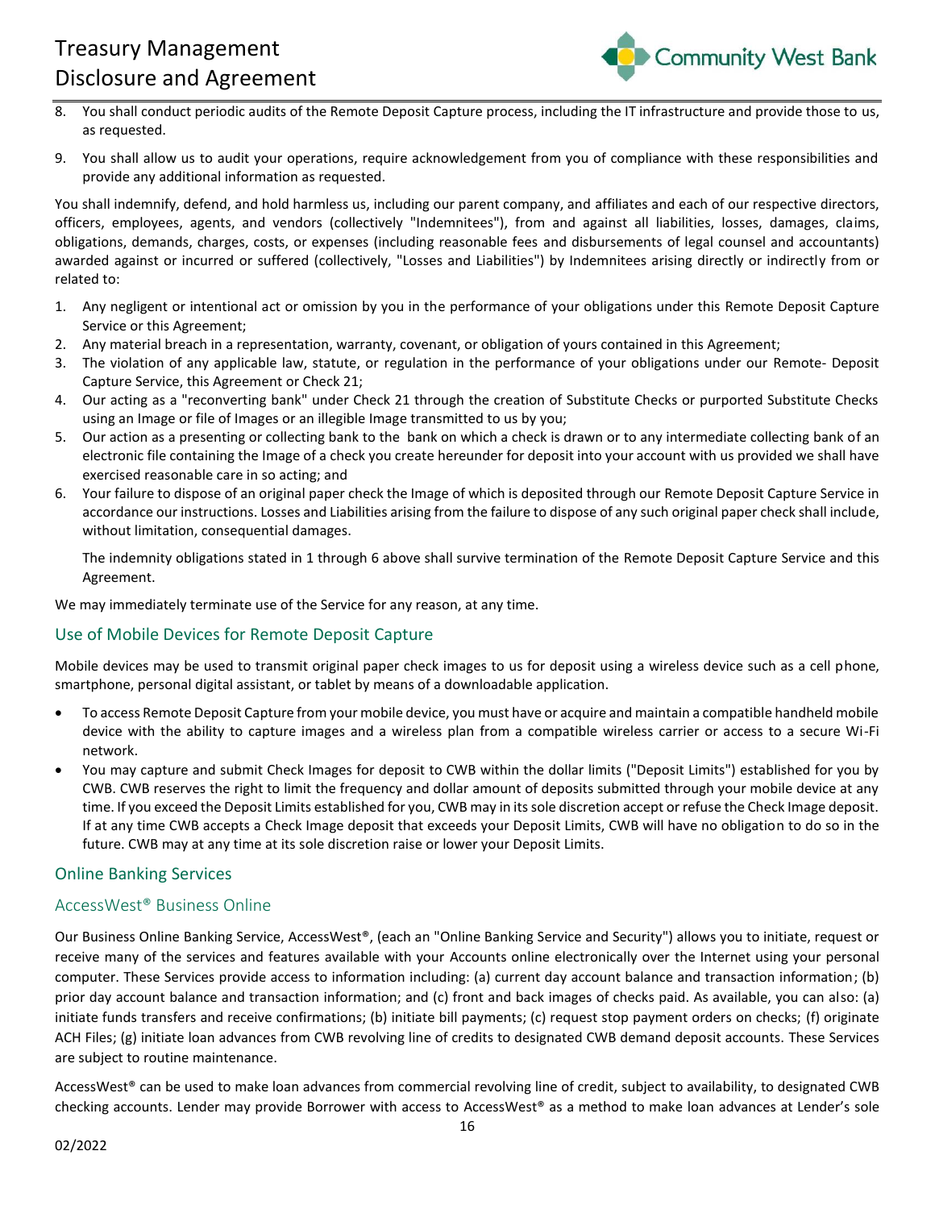8. You shall conduct periodic audits of the Remote Deposit Capture process, including the IT infrastructure and provide those to us, as requested.
9. You shall allow us to audit your operations, require acknowledgement from you of compliance with these responsibilities and provide any additional information as requested.

You shall indemnify, defend, and hold harmless us, including our parent company, and affiliates and each of our respective directors, officers, employees, agents, and vendors (collectively "Indemnitees"), from and against all liabilities, losses, damages, claims, obligations, demands, charges, costs, or expenses (including reasonable fees and disbursements of legal counsel and accountants) awarded against or incurred or suffered (collectively, "Losses and Liabilities") by Indemnitees arising directly or indirectly from or related to:

1. Any negligent or intentional act or omission by you in the performance of your obligations under this Remote Deposit Capture Service or this Agreement;
2. Any material breach in a representation, warranty, covenant, or obligation of yours contained in this Agreement;
3. The violation of any applicable law, statute, or regulation in the performance of your obligations under our Remote- Deposit Capture Service, this Agreement or Check 21;
4. Our acting as a "reconverting bank" under Check 21 through the creation of Substitute Checks or purported Substitute Checks using an Image or file of Images or an illegible Image transmitted to us by you;
5. Our action as a presenting or collecting bank to the bank on which a check is drawn or to any intermediate collecting bank of an electronic file containing the Image of a check you create hereunder for deposit into your account with us provided we shall have exercised reasonable care in so acting; and
6. Your failure to dispose of an original paper check the Image of which is deposited through our Remote Deposit Capture Service in accordance our instructions. Losses and Liabilities arising from the failure to dispose of any such original paper check shall include, without limitation, consequential damages.

   The indemnity obligations stated in 1 through 6 above shall survive termination of the Remote Deposit Capture Service and this Agreement.

We may immediately terminate use of the Service for any reason, at any time.

## Use of Mobile Devices for Remote Deposit Capture

Mobile devices may be used to transmit original paper check images to us for deposit using a wireless device such as a cell phone, smartphone, personal digital assistant, or tablet by means of a downloadable application.

- To access Remote Deposit Capture from your mobile device, you must have or acquire and maintain a compatible handheld mobile device with the ability to capture images and a wireless plan from a compatible wireless carrier or access to a secure Wi-Fi network.
- You may capture and submit Check Images for deposit to CWB within the dollar limits ("Deposit Limits") established for you by CWB. CWB reserves the right to limit the frequency and dollar amount of deposits submitted through your mobile device at any time. If you exceed the Deposit Limits established for you, CWB may in its sole discretion accept or refuse the Check Image deposit. If at any time CWB accepts a Check Image deposit that exceeds your Deposit Limits, CWB will have no obligation to do so in the future. CWB may at any time at its sole discretion raise or lower your Deposit Limits.

## Online Banking Services

### AccessWest® Business Online

Our Business Online Banking Service, AccessWest®, (each an "Online Banking Service and Security") allows you to initiate, request or receive many of the services and features available with your Accounts online electronically over the Internet using your personal computer. These Services provide access to information including: (a) current day account balance and transaction information; (b) prior day account balance and transaction information; and (c) front and back images of checks paid. As available, you can also: (a) initiate funds transfers and receive confirmations; (b) initiate bill payments; (c) request stop payment orders on checks; (f) originate ACH Files; (g) initiate loan advances from CWB revolving line of credits to designated CWB demand deposit accounts. These Services are subject to routine maintenance.

AccessWest® can be used to make loan advances from commercial revolving line of credit, subject to availability, to designated CWB checking accounts. Lender may provide Borrower with access to AccessWest® as a method to make loan advances at Lender's sole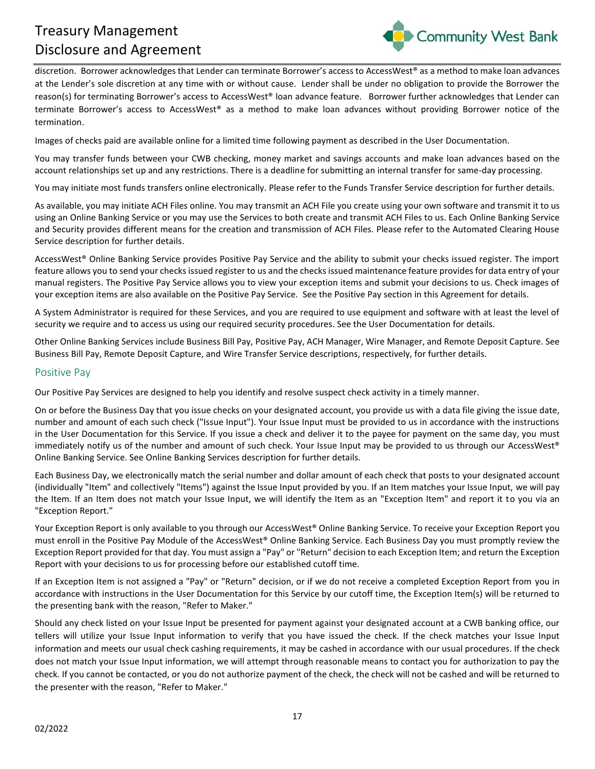discretion. Borrower acknowledges that Lender can terminate Borrower's access to AccessWest® as a method to make loan advances at the Lender's sole discretion at any time with or without cause. Lender shall be under no obligation to provide the Borrower the reason(s) for terminating Borrower's access to AccessWest® loan advance feature. Borrower further acknowledges that Lender can terminate Borrower's access to AccessWest® as a method to make loan advances without providing Borrower notice of the termination.

Images of checks paid are available online for a limited time following payment as described in the User Documentation.

You may transfer funds between your CWB checking, money market and savings accounts and make loan advances based on the account relationships set up and any restrictions. There is a deadline for submitting an internal transfer for same-day processing.

You may initiate most funds transfers online electronically. Please refer to the Funds Transfer Service description for further details.

As available, you may initiate ACH Files online. You may transmit an ACH File you create using your own software and transmit it to us using an Online Banking Service or you may use the Services to both create and transmit ACH Files to us. Each Online Banking Service and Security provides different means for the creation and transmission of ACH Files. Please refer to the Automated Clearing House Service description for further details.

AccessWest® Online Banking Service provides Positive Pay Service and the ability to submit your checks issued register. The import feature allows you to send your checks issued register to us and the checks issued maintenance feature provides for data entry of your manual registers. The Positive Pay Service allows you to view your exception items and submit your decisions to us. Check images of your exception items are also available on the Positive Pay Service. See the Positive Pay section in this Agreement for details.

A System Administrator is required for these Services, and you are required to use equipment and software with at least the level of security we require and to access us using our required security procedures. See the User Documentation for details.

Other Online Banking Services include Business Bill Pay, Positive Pay, ACH Manager, Wire Manager, and Remote Deposit Capture. See Business Bill Pay, Remote Deposit Capture, and Wire Transfer Service descriptions, respectively, for further details.

## Positive Pay

Our Positive Pay Services are designed to help you identify and resolve suspect check activity in a timely manner.

On or before the Business Day that you issue checks on your designated account, you provide us with a data file giving the issue date, number and amount of each such check ("Issue Input"). Your Issue Input must be provided to us in accordance with the instructions in the User Documentation for this Service. If you issue a check and deliver it to the payee for payment on the same day, you must immediately notify us of the number and amount of such check. Your Issue Input may be provided to us through our AccessWest® Online Banking Service. See Online Banking Services description for further details.

Each Business Day, we electronically match the serial number and dollar amount of each check that posts to your designated account (individually "Item" and collectively "Items") against the Issue Input provided by you. If an Item matches your Issue Input, we will pay the Item. If an Item does not match your Issue Input, we will identify the Item as an "Exception Item" and report it to you via an "Exception Report."

Your Exception Report is only available to you through our AccessWest® Online Banking Service. To receive your Exception Report you must enroll in the Positive Pay Module of the AccessWest® Online Banking Service. Each Business Day you must promptly review the Exception Report provided for that day. You must assign a "Pay" or "Return" decision to each Exception Item; and return the Exception Report with your decisions to us for processing before our established cutoff time.

If an Exception Item is not assigned a "Pay" or "Return" decision, or if we do not receive a completed Exception Report from you in accordance with instructions in the User Documentation for this Service by our cutoff time, the Exception Item(s) will be returned to the presenting bank with the reason, "Refer to Maker."

Should any check listed on your Issue Input be presented for payment against your designated account at a CWB banking office, our tellers will utilize your Issue Input information to verify that you have issued the check. If the check matches your Issue Input information and meets our usual check cashing requirements, it may be cashed in accordance with our usual procedures. If the check does not match your Issue Input information, we will attempt through reasonable means to contact you for authorization to pay the check. If you cannot be contacted, or you do not authorize payment of the check, the check will not be cashed and will be returned to the presenter with the reason, "Refer to Maker."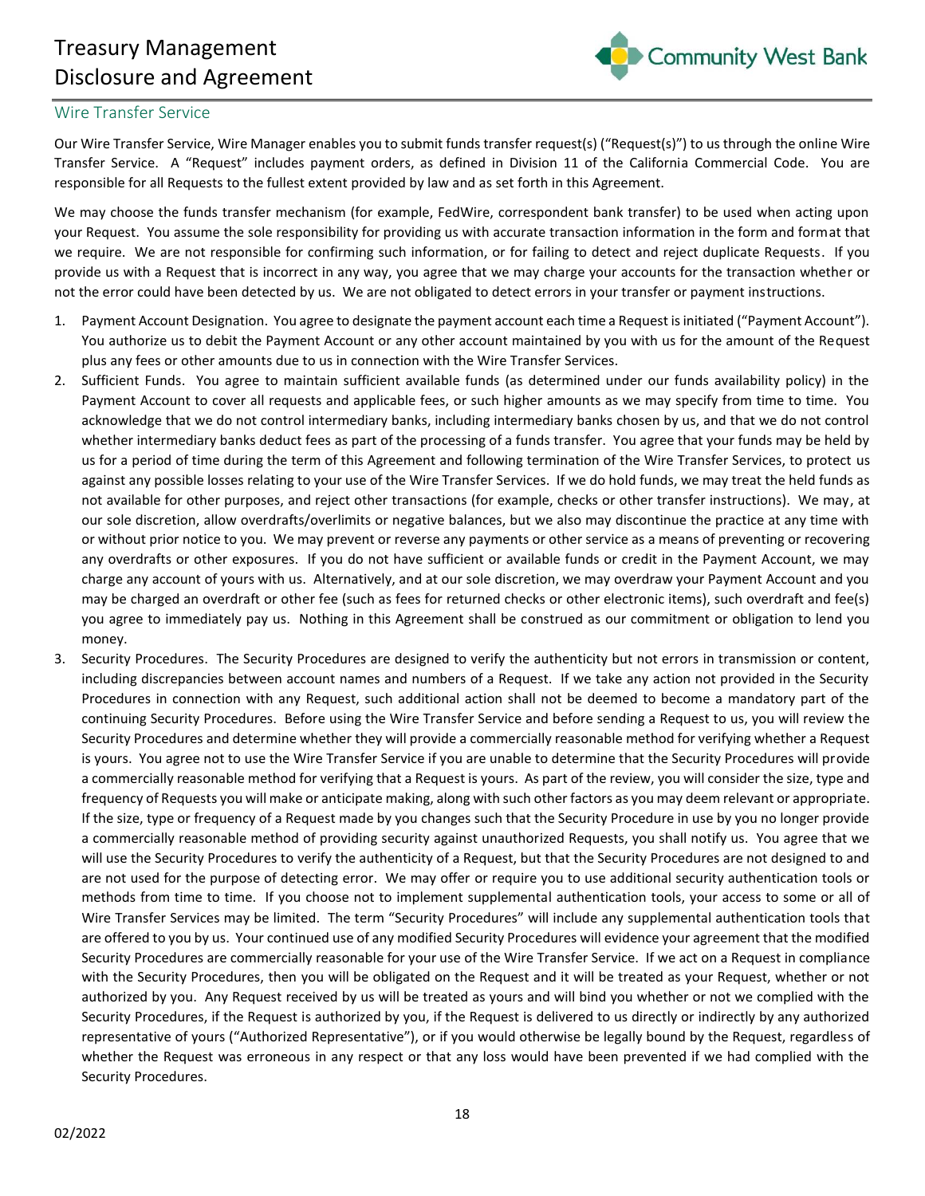## Wire Transfer Service

Our Wire Transfer Service, Wire Manager enables you to submit funds transfer request(s) ("Request(s)") to us through the online Wire Transfer Service. A "Request" includes payment orders, as defined in Division 11 of the California Commercial Code. You are responsible for all Requests to the fullest extent provided by law and as set forth in this Agreement.

We may choose the funds transfer mechanism (for example, FedWire, correspondent bank transfer) to be used when acting upon your Request. You assume the sole responsibility for providing us with accurate transaction information in the form and format that we require. We are not responsible for confirming such information, or for failing to detect and reject duplicate Requests. If you provide us with a Request that is incorrect in any way, you agree that we may charge your accounts for the transaction whether or not the error could have been detected by us. We are not obligated to detect errors in your transfer or payment instructions.

1. Payment Account Designation. You agree to designate the payment account each time a Request is initiated ("Payment Account"). You authorize us to debit the Payment Account or any other account maintained by you with us for the amount of the Request plus any fees or other amounts due to us in connection with the Wire Transfer Services.
2. Sufficient Funds. You agree to maintain sufficient available funds (as determined under our funds availability policy) in the Payment Account to cover all requests and applicable fees, or such higher amounts as we may specify from time to time. You acknowledge that we do not control intermediary banks, including intermediary banks chosen by us, and that we do not control whether intermediary banks deduct fees as part of the processing of a funds transfer. You agree that your funds may be held by us for a period of time during the term of this Agreement and following termination of the Wire Transfer Services, to protect us against any possible losses relating to your use of the Wire Transfer Services. If we do hold funds, we may treat the held funds as not available for other purposes, and reject other transactions (for example, checks or other transfer instructions). We may, at our sole discretion, allow overdrafts/overlimits or negative balances, but we also may discontinue the practice at any time with or without prior notice to you. We may prevent or reverse any payments or other service as a means of preventing or recovering any overdrafts or other exposures. If you do not have sufficient or available funds or credit in the Payment Account, we may charge any account of yours with us. Alternatively, and at our sole discretion, we may overdraw your Payment Account and you may be charged an overdraft or other fee (such as fees for returned checks or other electronic items), such overdraft and fee(s) you agree to immediately pay us. Nothing in this Agreement shall be construed as our commitment or obligation to lend you money.
3. Security Procedures. The Security Procedures are designed to verify the authenticity but not errors in transmission or content, including discrepancies between account names and numbers of a Request. If we take any action not provided in the Security Procedures in connection with any Request, such additional action shall not be deemed to become a mandatory part of the continuing Security Procedures. Before using the Wire Transfer Service and before sending a Request to us, you will review the Security Procedures and determine whether they will provide a commercially reasonable method for verifying whether a Request is yours. You agree not to use the Wire Transfer Service if you are unable to determine that the Security Procedures will provide a commercially reasonable method for verifying that a Request is yours. As part of the review, you will consider the size, type and frequency of Requests you will make or anticipate making, along with such other factors as you may deem relevant or appropriate. If the size, type or frequency of a Request made by you changes such that the Security Procedure in use by you no longer provide a commercially reasonable method of providing security against unauthorized Requests, you shall notify us. You agree that we will use the Security Procedures to verify the authenticity of a Request, but that the Security Procedures are not designed to and are not used for the purpose of detecting error. We may offer or require you to use additional security authentication tools or methods from time to time. If you choose not to implement supplemental authentication tools, your access to some or all of Wire Transfer Services may be limited. The term "Security Procedures" will include any supplemental authentication tools that are offered to you by us. Your continued use of any modified Security Procedures will evidence your agreement that the modified Security Procedures are commercially reasonable for your use of the Wire Transfer Service. If we act on a Request in compliance with the Security Procedures, then you will be obligated on the Request and it will be treated as your Request, whether or not authorized by you. Any Request received by us will be treated as yours and will bind you whether or not we complied with the Security Procedures, if the Request is authorized by you, if the Request is delivered to us directly or indirectly by any authorized representative of yours ("Authorized Representative"), or if you would otherwise be legally bound by the Request, regardless of whether the Request was erroneous in any respect or that any loss would have been prevented if we had complied with the Security Procedures.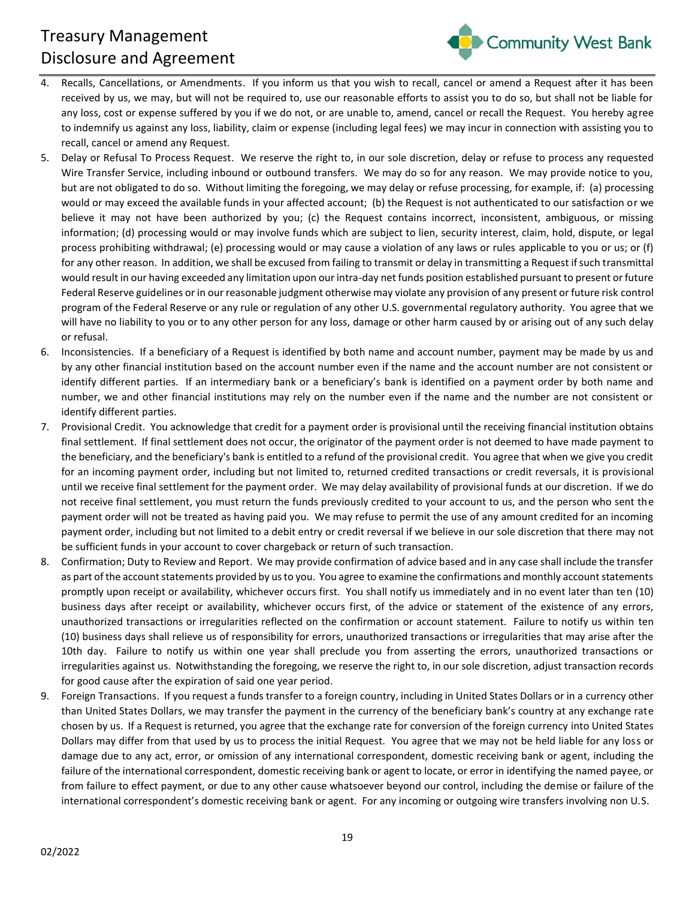4. Recalls, Cancellations, or Amendments. If you inform us that you wish to recall, cancel or amend a Request after it has been received by us, we may, but will not be required to, use our reasonable efforts to assist you to do so, but shall not be liable for any loss, cost or expense suffered by you if we do not, or are unable to, amend, cancel or recall the Request. You hereby agree to indemnify us against any loss, liability, claim or expense (including legal fees) we may incur in connection with assisting you to recall, cancel or amend any Request.
5. Delay or Refusal To Process Request. We reserve the right to, in our sole discretion, delay or refuse to process any requested Wire Transfer Service, including inbound or outbound transfers. We may do so for any reason. We may provide notice to you, but are not obligated to do so. Without limiting the foregoing, we may delay or refuse processing, for example, if: (a) processing would or may exceed the available funds in your affected account; (b) the Request is not authenticated to our satisfaction or we believe it may not have been authorized by you; (c) the Request contains incorrect, inconsistent, ambiguous, or missing information; (d) processing would or may involve funds which are subject to lien, security interest, claim, hold, dispute, or legal process prohibiting withdrawal; (e) processing would or may cause a violation of any laws or rules applicable to you or us; or (f) for any other reason. In addition, we shall be excused from failing to transmit or delay in transmitting a Request if such transmittal would result in our having exceeded any limitation upon our intra-day net funds position established pursuant to present or future Federal Reserve guidelines or in our reasonable judgment otherwise may violate any provision of any present or future risk control program of the Federal Reserve or any rule or regulation of any other U.S. governmental regulatory authority. You agree that we will have no liability to you or to any other person for any loss, damage or other harm caused by or arising out of any such delay or refusal.
6. Inconsistencies. If a beneficiary of a Request is identified by both name and account number, payment may be made by us and by any other financial institution based on the account number even if the name and the account number are not consistent or identify different parties. If an intermediary bank or a beneficiary's bank is identified on a payment order by both name and number, we and other financial institutions may rely on the number even if the name and the number are not consistent or identify different parties.
7. Provisional Credit. You acknowledge that credit for a payment order is provisional until the receiving financial institution obtains final settlement. If final settlement does not occur, the originator of the payment order is not deemed to have made payment to the beneficiary, and the beneficiary's bank is entitled to a refund of the provisional credit. You agree that when we give you credit for an incoming payment order, including but not limited to, returned credited transactions or credit reversals, it is provisional until we receive final settlement for the payment order. We may delay availability of provisional funds at our discretion. If we do not receive final settlement, you must return the funds previously credited to your account to us, and the person who sent the payment order will not be treated as having paid you. We may refuse to permit the use of any amount credited for an incoming payment order, including but not limited to a debit entry or credit reversal if we believe in our sole discretion that there may not be sufficient funds in your account to cover chargeback or return of such transaction.
8. Confirmation; Duty to Review and Report. We may provide confirmation of advice based and in any case shall include the transfer as part of the account statements provided by us to you. You agree to examine the confirmations and monthly account statements promptly upon receipt or availability, whichever occurs first. You shall notify us immediately and in no event later than ten (10) business days after receipt or availability, whichever occurs first, of the advice or statement of the existence of any errors, unauthorized transactions or irregularities reflected on the confirmation or account statement. Failure to notify us within ten (10) business days shall relieve us of responsibility for errors, unauthorized transactions or irregularities that may arise after the 10th day. Failure to notify us within one year shall preclude you from asserting the errors, unauthorized transactions or irregularities against us. Notwithstanding the foregoing, we reserve the right to, in our sole discretion, adjust transaction records for good cause after the expiration of said one year period.
9. Foreign Transactions. If you request a funds transfer to a foreign country, including in United States Dollars or in a currency other than United States Dollars, we may transfer the payment in the currency of the beneficiary bank's country at any exchange rate chosen by us. If a Request is returned, you agree that the exchange rate for conversion of the foreign currency into United States Dollars may differ from that used by us to process the initial Request. You agree that we may not be held liable for any loss or damage due to any act, error, or omission of any international correspondent, domestic receiving bank or agent, including the failure of the international correspondent, domestic receiving bank or agent to locate, or error in identifying the named payee, or from failure to effect payment, or due to any other cause whatsoever beyond our control, including the demise or failure of the international correspondent's domestic receiving bank or agent. For any incoming or outgoing wire transfers involving non U.S.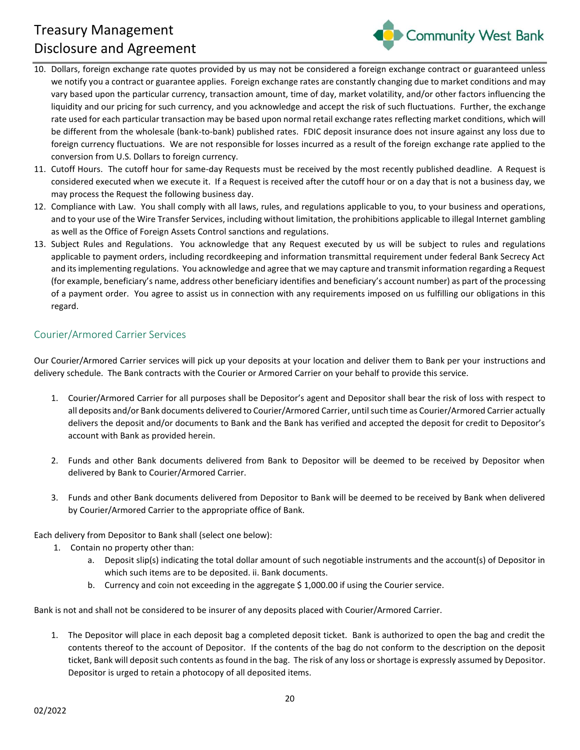10. Dollars, foreign exchange rate quotes provided by us may not be considered a foreign exchange contract or guaranteed unless we notify you a contract or guarantee applies. Foreign exchange rates are constantly changing due to market conditions and may vary based upon the particular currency, transaction amount, time of day, market volatility, and/or other factors influencing the liquidity and our pricing for such currency, and you acknowledge and accept the risk of such fluctuations. Further, the exchange rate used for each particular transaction may be based upon normal retail exchange rates reflecting market conditions, which will be different from the wholesale (bank-to-bank) published rates. FDIC deposit insurance does not insure against any loss due to foreign currency fluctuations. We are not responsible for losses incurred as a result of the foreign exchange rate applied to the conversion from U.S. Dollars to foreign currency.
11. Cutoff Hours. The cutoff hour for same-day Requests must be received by the most recently published deadline. A Request is considered executed when we execute it. If a Request is received after the cutoff hour or on a day that is not a business day, we may process the Request the following business day.
12. Compliance with Law. You shall comply with all laws, rules, and regulations applicable to you, to your business and operations, and to your use of the Wire Transfer Services, including without limitation, the prohibitions applicable to illegal Internet gambling as well as the Office of Foreign Assets Control sanctions and regulations.
13. Subject Rules and Regulations. You acknowledge that any Request executed by us will be subject to rules and regulations applicable to payment orders, including recordkeeping and information transmittal requirement under federal Bank Secrecy Act and its implementing regulations. You acknowledge and agree that we may capture and transmit information regarding a Request (for example, beneficiary's name, address other beneficiary identifies and beneficiary's account number) as part of the processing of a payment order. You agree to assist us in connection with any requirements imposed on us fulfilling our obligations in this regard.

## Courier/Armored Carrier Services

Our Courier/Armored Carrier services will pick up your deposits at your location and deliver them to Bank per your instructions and delivery schedule. The Bank contracts with the Courier or Armored Carrier on your behalf to provide this service.

1. Courier/Armored Carrier for all purposes shall be Depositor's agent and Depositor shall bear the risk of loss with respect to all deposits and/or Bank documents delivered to Courier/Armored Carrier, until such time as Courier/Armored Carrier actually delivers the deposit and/or documents to Bank and the Bank has verified and accepted the deposit for credit to Depositor's account with Bank as provided herein.

2. Funds and other Bank documents delivered from Bank to Depositor will be deemed to be received by Depositor when delivered by Bank to Courier/Armored Carrier.

3. Funds and other Bank documents delivered from Depositor to Bank will be deemed to be received by Bank when delivered by Courier/Armored Carrier to the appropriate office of Bank.

Each delivery from Depositor to Bank shall (select one below):

1. Contain no property other than:
   a. Deposit slip(s) indicating the total dollar amount of such negotiable instruments and the account(s) of Depositor in which such items are to be deposited. ii. Bank documents.
   b. Currency and coin not exceeding in the aggregate $ 1,000.00 if using the Courier service.

Bank is not and shall not be considered to be insurer of any deposits placed with Courier/Armored Carrier.

1. The Depositor will place in each deposit bag a completed deposit ticket. Bank is authorized to open the bag and credit the contents thereof to the account of Depositor. If the contents of the bag do not conform to the description on the deposit ticket, Bank will deposit such contents as found in the bag. The risk of any loss or shortage is expressly assumed by Depositor. Depositor is urged to retain a photocopy of all deposited items.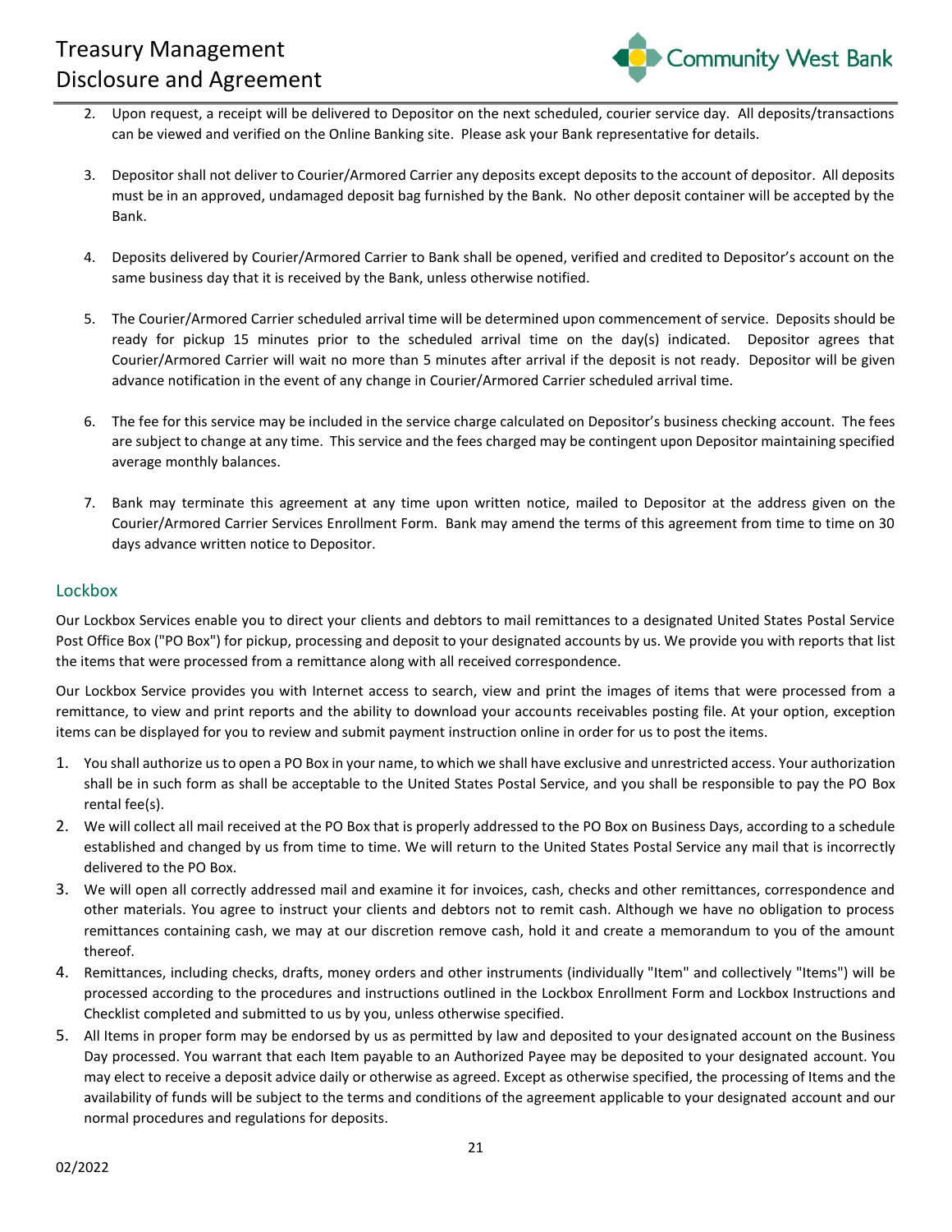2. Upon request, a receipt will be delivered to Depositor on the next scheduled, courier service day. All deposits/transactions can be viewed and verified on the Online Banking site. Please ask your Bank representative for details.

3. Depositor shall not deliver to Courier/Armored Carrier any deposits except deposits to the account of depositor. All deposits must be in an approved, undamaged deposit bag furnished by the Bank. No other deposit container will be accepted by the Bank.

4. Deposits delivered by Courier/Armored Carrier to Bank shall be opened, verified and credited to Depositor's account on the same business day that it is received by the Bank, unless otherwise notified.

5. The Courier/Armored Carrier scheduled arrival time will be determined upon commencement of service. Deposits should be ready for pickup 15 minutes prior to the scheduled arrival time on the day(s) indicated. Depositor agrees that Courier/Armored Carrier will wait no more than 5 minutes after arrival if the deposit is not ready. Depositor will be given advance notification in the event of any change in Courier/Armored Carrier scheduled arrival time.

6. The fee for this service may be included in the service charge calculated on Depositor's business checking account. The fees are subject to change at any time. This service and the fees charged may be contingent upon Depositor maintaining specified average monthly balances.

7. Bank may terminate this agreement at any time upon written notice, mailed to Depositor at the address given on the Courier/Armored Carrier Services Enrollment Form. Bank may amend the terms of this agreement from time to time on 30 days advance written notice to Depositor.

## Lockbox

Our Lockbox Services enable you to direct your clients and debtors to mail remittances to a designated United States Postal Service Post Office Box ("PO Box") for pickup, processing and deposit to your designated accounts by us. We provide you with reports that list the items that were processed from a remittance along with all received correspondence.

Our Lockbox Service provides you with Internet access to search, view and print the images of items that were processed from a remittance, to view and print reports and the ability to download your accounts receivables posting file. At your option, exception items can be displayed for you to review and submit payment instruction online in order for us to post the items.

1. You shall authorize us to open a PO Box in your name, to which we shall have exclusive and unrestricted access. Your authorization shall be in such form as shall be acceptable to the United States Postal Service, and you shall be responsible to pay the PO Box rental fee(s).
2. We will collect all mail received at the PO Box that is properly addressed to the PO Box on Business Days, according to a schedule established and changed by us from time to time. We will return to the United States Postal Service any mail that is incorrectly delivered to the PO Box.
3. We will open all correctly addressed mail and examine it for invoices, cash, checks and other remittances, correspondence and other materials. You agree to instruct your clients and debtors not to remit cash. Although we have no obligation to process remittances containing cash, we may at our discretion remove cash, hold it and create a memorandum to you of the amount thereof.
4. Remittances, including checks, drafts, money orders and other instruments (individually "Item" and collectively "Items") will be processed according to the procedures and instructions outlined in the Lockbox Enrollment Form and Lockbox Instructions and Checklist completed and submitted to us by you, unless otherwise specified.
5. All Items in proper form may be endorsed by us as permitted by law and deposited to your designated account on the Business Day processed. You warrant that each Item payable to an Authorized Payee may be deposited to your designated account. You may elect to receive a deposit advice daily or otherwise as agreed. Except as otherwise specified, the processing of Items and the availability of funds will be subject to the terms and conditions of the agreement applicable to your designated account and our normal procedures and regulations for deposits.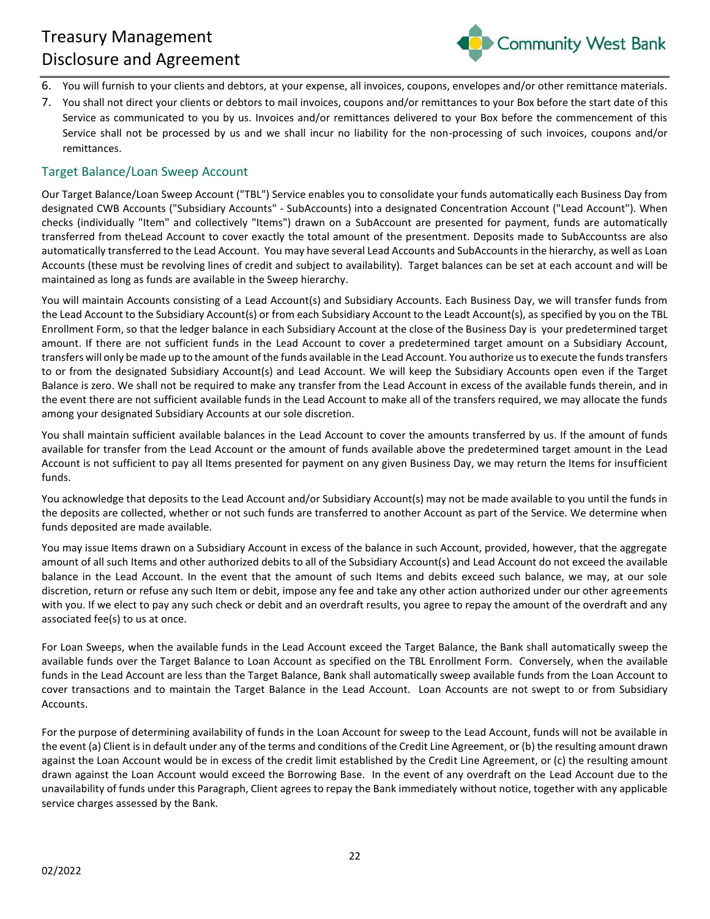6. You will furnish to your clients and debtors, at your expense, all invoices, coupons, envelopes and/or other remittance materials.
7. You shall not direct your clients or debtors to mail invoices, coupons and/or remittances to your Box before the start date of this Service as communicated to you by us. Invoices and/or remittances delivered to your Box before the commencement of this Service shall not be processed by us and we shall incur no liability for the non-processing of such invoices, coupons and/or remittances.

## Target Balance/Loan Sweep Account

Our Target Balance/Loan Sweep Account ("TBL") Service enables you to consolidate your funds automatically each Business Day from designated CWB Accounts ("Subsidiary Accounts" - SubAccounts) into a designated Concentration Account ("Lead Account"). When checks (individually "Item" and collectively "Items") drawn on a SubAccount are presented for payment, funds are automatically transferred from theLead Account to cover exactly the total amount of the presentment. Deposits made to SubAccountss are also automatically transferred to the Lead Account. You may have several Lead Accounts and SubAccounts in the hierarchy, as well as Loan Accounts (these must be revolving lines of credit and subject to availability). Target balances can be set at each account and will be maintained as long as funds are available in the Sweep hierarchy.

You will maintain Accounts consisting of a Lead Account(s) and Subsidiary Accounts. Each Business Day, we will transfer funds from the Lead Account to the Subsidiary Account(s) or from each Subsidiary Account to the Leadt Account(s), as specified by you on the TBL Enrollment Form, so that the ledger balance in each Subsidiary Account at the close of the Business Day is your predetermined target amount. If there are not sufficient funds in the Lead Account to cover a predetermined target amount on a Subsidiary Account, transfers will only be made up to the amount of the funds available in the Lead Account. You authorize us to execute the funds transfers to or from the designated Subsidiary Account(s) and Lead Account. We will keep the Subsidiary Accounts open even if the Target Balance is zero. We shall not be required to make any transfer from the Lead Account in excess of the available funds therein, and in the event there are not sufficient available funds in the Lead Account to make all of the transfers required, we may allocate the funds among your designated Subsidiary Accounts at our sole discretion.

You shall maintain sufficient available balances in the Lead Account to cover the amounts transferred by us. If the amount of funds available for transfer from the Lead Account or the amount of funds available above the predetermined target amount in the Lead Account is not sufficient to pay all Items presented for payment on any given Business Day, we may return the Items for insufficient funds.

You acknowledge that deposits to the Lead Account and/or Subsidiary Account(s) may not be made available to you until the funds in the deposits are collected, whether or not such funds are transferred to another Account as part of the Service. We determine when funds deposited are made available.

You may issue Items drawn on a Subsidiary Account in excess of the balance in such Account, provided, however, that the aggregate amount of all such Items and other authorized debits to all of the Subsidiary Account(s) and Lead Account do not exceed the available balance in the Lead Account. In the event that the amount of such Items and debits exceed such balance, we may, at our sole discretion, return or refuse any such Item or debit, impose any fee and take any other action authorized under our other agreements with you. If we elect to pay any such check or debit and an overdraft results, you agree to repay the amount of the overdraft and any associated fee(s) to us at once.

For Loan Sweeps, when the available funds in the Lead Account exceed the Target Balance, the Bank shall automatically sweep the available funds over the Target Balance to Loan Account as specified on the TBL Enrollment Form. Conversely, when the available funds in the Lead Account are less than the Target Balance, Bank shall automatically sweep available funds from the Loan Account to cover transactions and to maintain the Target Balance in the Lead Account. Loan Accounts are not swept to or from Subsidiary Accounts.

For the purpose of determining availability of funds in the Loan Account for sweep to the Lead Account, funds will not be available in the event (a) Client is in default under any of the terms and conditions of the Credit Line Agreement, or (b) the resulting amount drawn against the Loan Account would be in excess of the credit limit established by the Credit Line Agreement, or (c) the resulting amount drawn against the Loan Account would exceed the Borrowing Base. In the event of any overdraft on the Lead Account due to the unavailability of funds under this Paragraph, Client agrees to repay the Bank immediately without notice, together with any applicable service charges assessed by the Bank.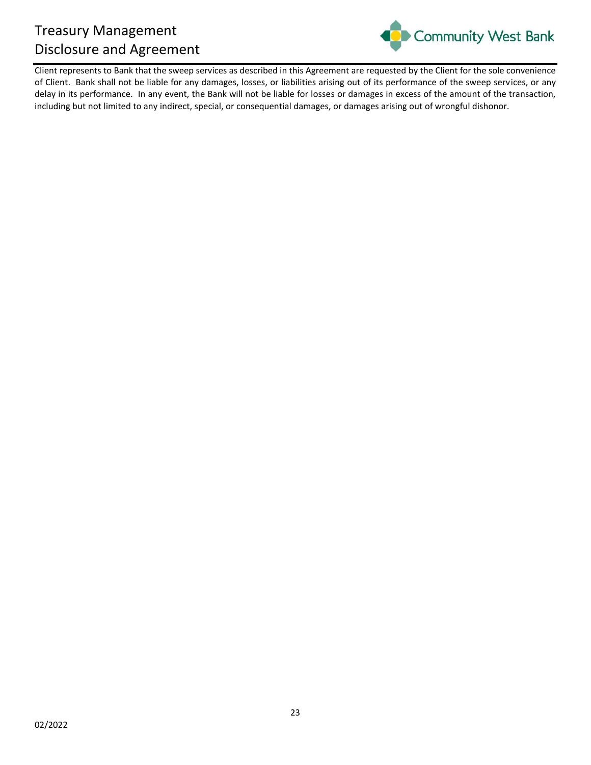Client represents to Bank that the sweep services as described in this Agreement are requested by the Client for the sole convenience of Client. Bank shall not be liable for any damages, losses, or liabilities arising out of its performance of the sweep services, or any delay in its performance. In any event, the Bank will not be liable for losses or damages in excess of the amount of the transaction, including but not limited to any indirect, special, or consequential damages, or damages arising out of wrongful dishonor.